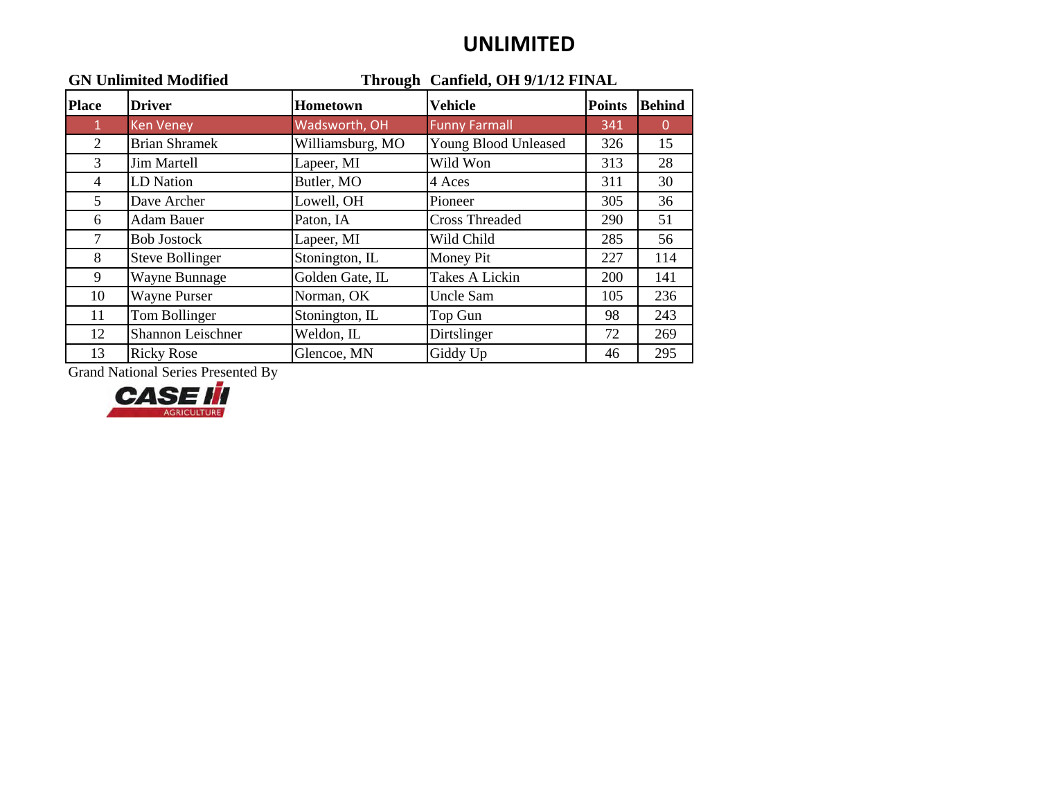# UNLIMITED

**GN Unlimited Modified** **Through Canfield, OH 9/1/12 FINAL**

| Place | Driver | Hometown | Vehicle | Points | Behind |
|---|---|---|---|---|---|
| 1 | Ken Veney | Wadsworth, OH | Funny Farmall | 341 | 0 |
| 2 | Brian Shramek | Williamsburg, MO | Young Blood Unleased | 326 | 15 |
| 3 | Jim Martell | Lapeer, MI | Wild Won | 313 | 28 |
| 4 | LD Nation | Butler, MO | 4 Aces | 311 | 30 |
| 5 | Dave Archer | Lowell, OH | Pioneer | 305 | 36 |
| 6 | Adam Bauer | Paton, IA | Cross Threaded | 290 | 51 |
| 7 | Bob Jostock | Lapeer, MI | Wild Child | 285 | 56 |
| 8 | Steve Bollinger | Stonington, IL | Money Pit | 227 | 114 |
| 9 | Wayne Bunnage | Golden Gate, IL | Takes A Lickin | 200 | 141 |
| 10 | Wayne Purser | Norman, OK | Uncle Sam | 105 | 236 |
| 11 | Tom Bollinger | Stonington, IL | Top Gun | 98 | 243 |
| 12 | Shannon Leischner | Weldon, IL | Dirtslinger | 72 | 269 |
| 13 | Ricky Rose | Glencoe, MN | Giddy Up | 46 | 295 |

Grand National Series Presented By

CASE IH AGRICULTURE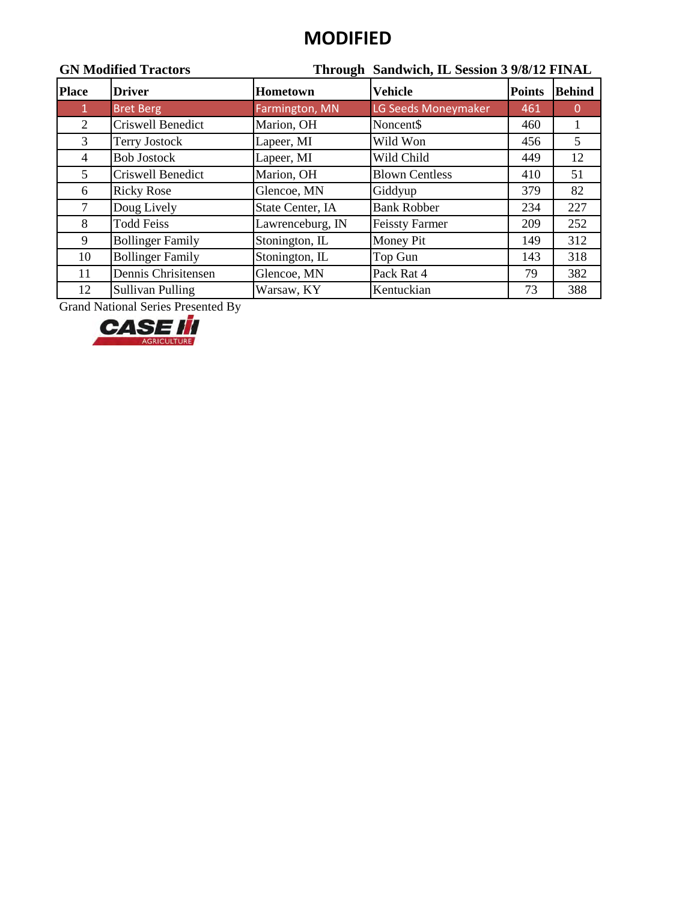# MODIFIED

**GN Modified Tractors** **Through Sandwich, IL Session 3 9/8/12 FINAL**

| Place | Driver | Hometown | Vehicle | Points | Behind |
|---|---|---|---|---|---|
| 1 | Bret Berg | Farmington, MN | LG Seeds Moneymaker | 461 | 0 |
| 2 | Criswell Benedict | Marion, OH | Noncent$ | 460 | 1 |
| 3 | Terry Jostock | Lapeer, MI | Wild Won | 456 | 5 |
| 4 | Bob Jostock | Lapeer, MI | Wild Child | 449 | 12 |
| 5 | Criswell Benedict | Marion, OH | Blown Centless | 410 | 51 |
| 6 | Ricky Rose | Glencoe, MN | Giddyup | 379 | 82 |
| 7 | Doug Lively | State Center, IA | Bank Robber | 234 | 227 |
| 8 | Todd Feiss | Lawrenceburg, IN | Feissty Farmer | 209 | 252 |
| 9 | Bollinger Family | Stonington, IL | Money Pit | 149 | 312 |
| 10 | Bollinger Family | Stonington, IL | Top Gun | 143 | 318 |
| 11 | Dennis Chrisitensen | Glencoe, MN | Pack Rat 4 | 79 | 382 |
| 12 | Sullivan Pulling | Warsaw, KY | Kentuckian | 73 | 388 |

Grand National Series Presented By

CASE IH AGRICULTURE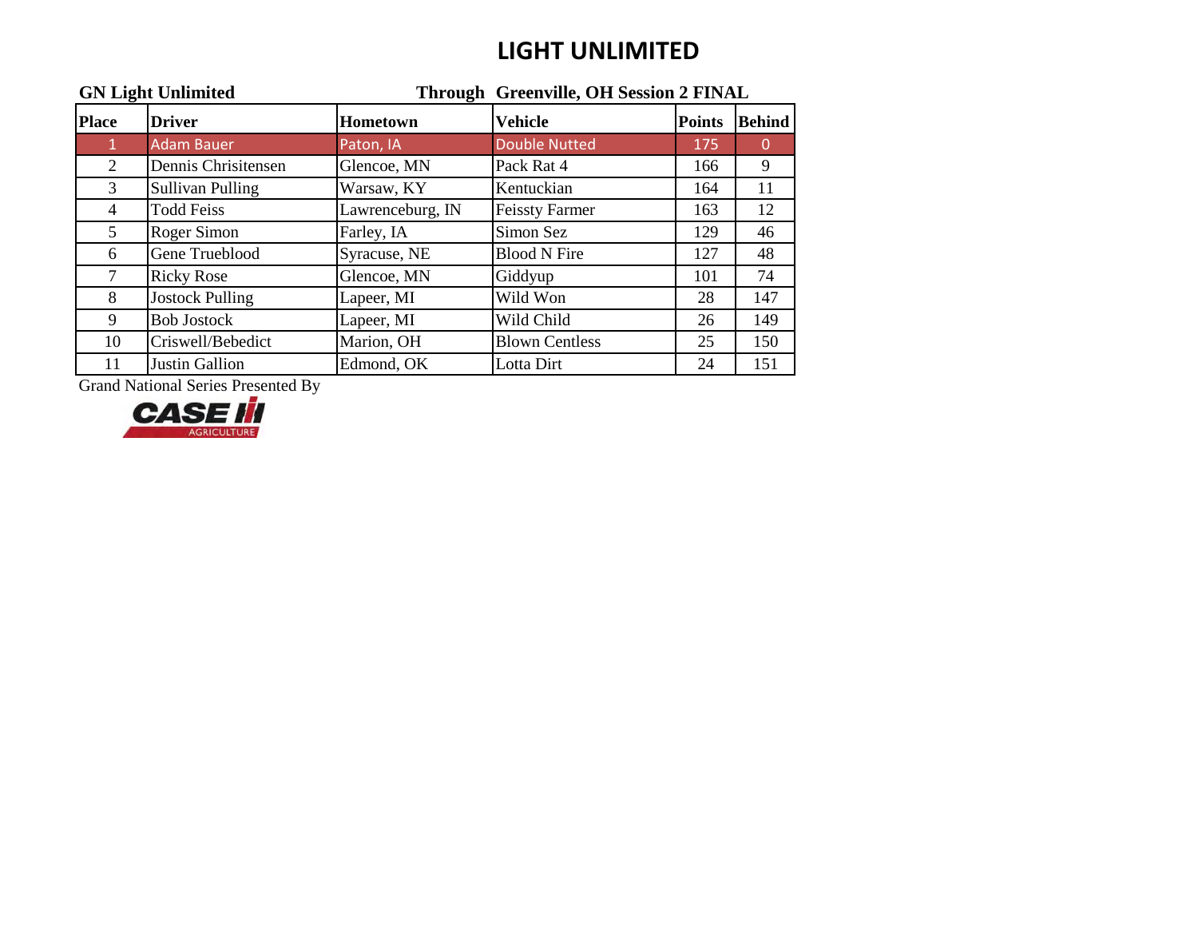# LIGHT UNLIMITED

**GN Light Unlimited** **Through Greenville, OH Session 2 FINAL**

| Place | Driver | Hometown | Vehicle | Points | Behind |
|---|---|---|---|---|---|
| 1 | Adam Bauer | Paton, IA | Double Nutted | 175 | 0 |
| 2 | Dennis Chrisitensen | Glencoe, MN | Pack Rat 4 | 166 | 9 |
| 3 | Sullivan Pulling | Warsaw, KY | Kentuckian | 164 | 11 |
| 4 | Todd Feiss | Lawrenceburg, IN | Feissty Farmer | 163 | 12 |
| 5 | Roger Simon | Farley, IA | Simon Sez | 129 | 46 |
| 6 | Gene Trueblood | Syracuse, NE | Blood N Fire | 127 | 48 |
| 7 | Ricky Rose | Glencoe, MN | Giddyup | 101 | 74 |
| 8 | Jostock Pulling | Lapeer, MI | Wild Won | 28 | 147 |
| 9 | Bob Jostock | Lapeer, MI | Wild Child | 26 | 149 |
| 10 | Criswell/Bebedict | Marion, OH | Blown Centless | 25 | 150 |
| 11 | Justin Gallion | Edmond, OK | Lotta Dirt | 24 | 151 |

Grand National Series Presented By

CASE IH AGRICULTURE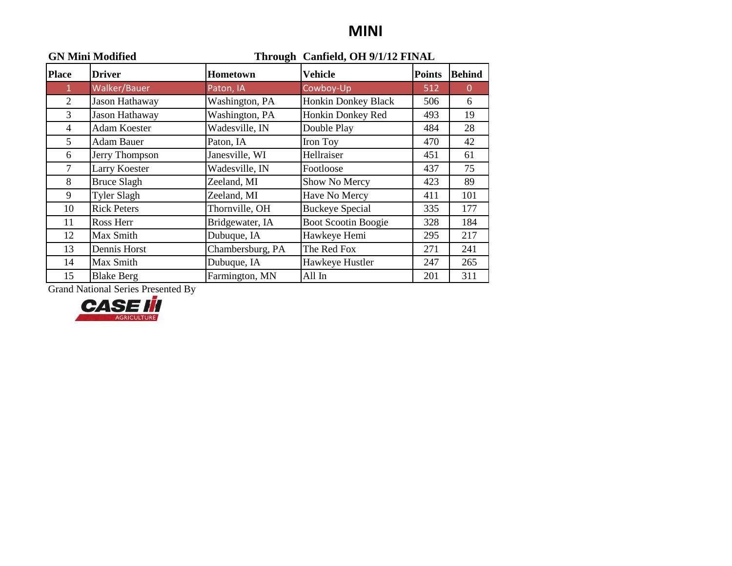# MINI

**GN Mini Modified** **Through Canfield, OH 9/1/12 FINAL**

| Place | Driver | Hometown | Vehicle | Points | Behind |
|---|---|---|---|---|---|
| 1 | Walker/Bauer | Paton, IA | Cowboy-Up | 512 | 0 |
| 2 | Jason Hathaway | Washington, PA | Honkin Donkey Black | 506 | 6 |
| 3 | Jason Hathaway | Washington, PA | Honkin Donkey Red | 493 | 19 |
| 4 | Adam Koester | Wadesville, IN | Double Play | 484 | 28 |
| 5 | Adam Bauer | Paton, IA | Iron Toy | 470 | 42 |
| 6 | Jerry Thompson | Janesville, WI | Hellraiser | 451 | 61 |
| 7 | Larry Koester | Wadesville, IN | Footloose | 437 | 75 |
| 8 | Bruce Slagh | Zeeland, MI | Show No Mercy | 423 | 89 |
| 9 | Tyler Slagh | Zeeland, MI | Have No Mercy | 411 | 101 |
| 10 | Rick Peters | Thornville, OH | Buckeye Special | 335 | 177 |
| 11 | Ross Herr | Bridgewater, IA | Boot Scootin Boogie | 328 | 184 |
| 12 | Max Smith | Dubuque, IA | Hawkeye Hemi | 295 | 217 |
| 13 | Dennis Horst | Chambersburg, PA | The Red Fox | 271 | 241 |
| 14 | Max Smith | Dubuque, IA | Hawkeye Hustler | 247 | 265 |
| 15 | Blake Berg | Farmington, MN | All In | 201 | 311 |

Grand National Series Presented By

CASE IH AGRICULTURE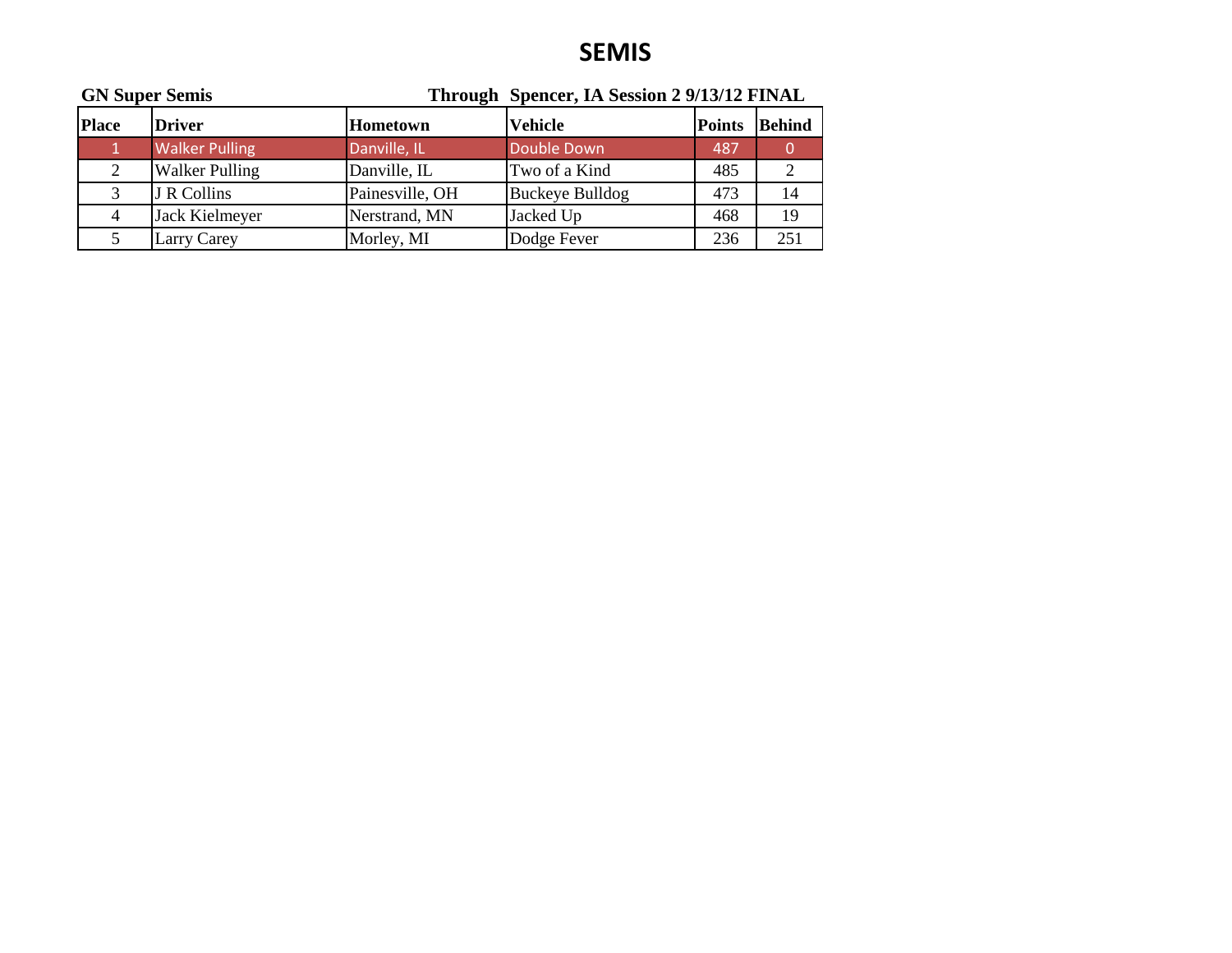# SEMIS

**GN Super Semis** **Through Spencer, IA Session 2 9/13/12 FINAL**

| Place | Driver | Hometown | Vehicle | Points | Behind |
|---|---|---|---|---|---|
| 1 | Walker Pulling | Danville, IL | Double Down | 487 | 0 |
| 2 | Walker Pulling | Danville, IL | Two of a Kind | 485 | 2 |
| 3 | J R Collins | Painesville, OH | Buckeye Bulldog | 473 | 14 |
| 4 | Jack Kielmeyer | Nerstrand, MN | Jacked Up | 468 | 19 |
| 5 | Larry Carey | Morley, MI | Dodge Fever | 236 | 251 |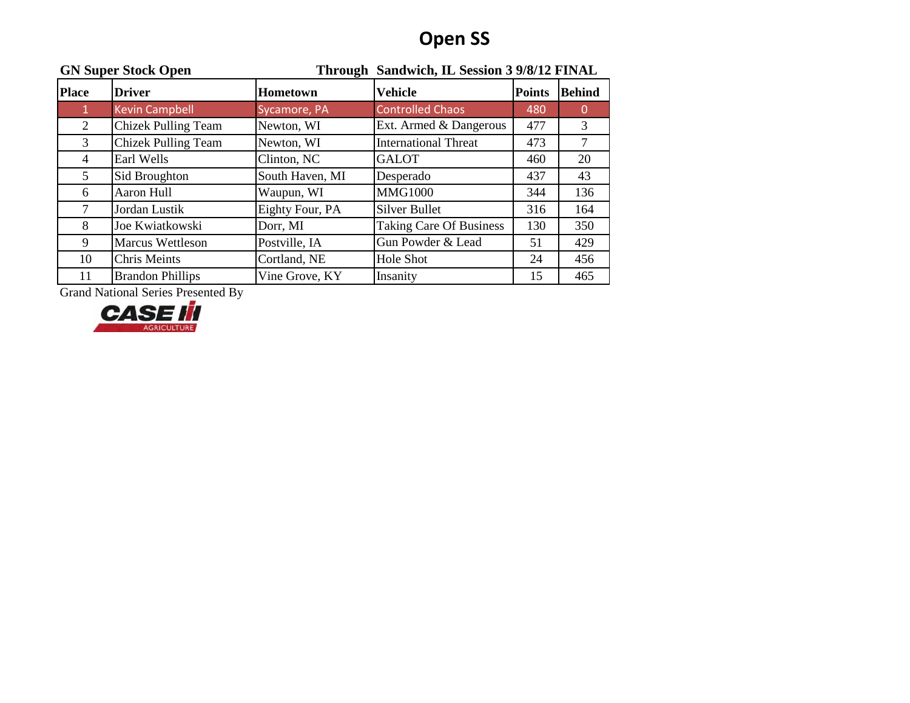# Open SS

**GN Super Stock Open** **Through Sandwich, IL Session 3 9/8/12 FINAL**

| Place | Driver | Hometown | Vehicle | Points | Behind |
|---|---|---|---|---|---|
| 1 | Kevin Campbell | Sycamore, PA | Controlled Chaos | 480 | 0 |
| 2 | Chizek Pulling Team | Newton, WI | Ext. Armed & Dangerous | 477 | 3 |
| 3 | Chizek Pulling Team | Newton, WI | International Threat | 473 | 7 |
| 4 | Earl Wells | Clinton, NC | GALOT | 460 | 20 |
| 5 | Sid Broughton | South Haven, MI | Desperado | 437 | 43 |
| 6 | Aaron Hull | Waupun, WI | MMG1000 | 344 | 136 |
| 7 | Jordan Lustik | Eighty Four, PA | Silver Bullet | 316 | 164 |
| 8 | Joe Kwiatkowski | Dorr, MI | Taking Care Of Business | 130 | 350 |
| 9 | Marcus Wettleson | Postville, IA | Gun Powder & Lead | 51 | 429 |
| 10 | Chris Meints | Cortland, NE | Hole Shot | 24 | 456 |
| 11 | Brandon Phillips | Vine Grove, KY | Insanity | 15 | 465 |

Grand National Series Presented By

CASE IH AGRICULTURE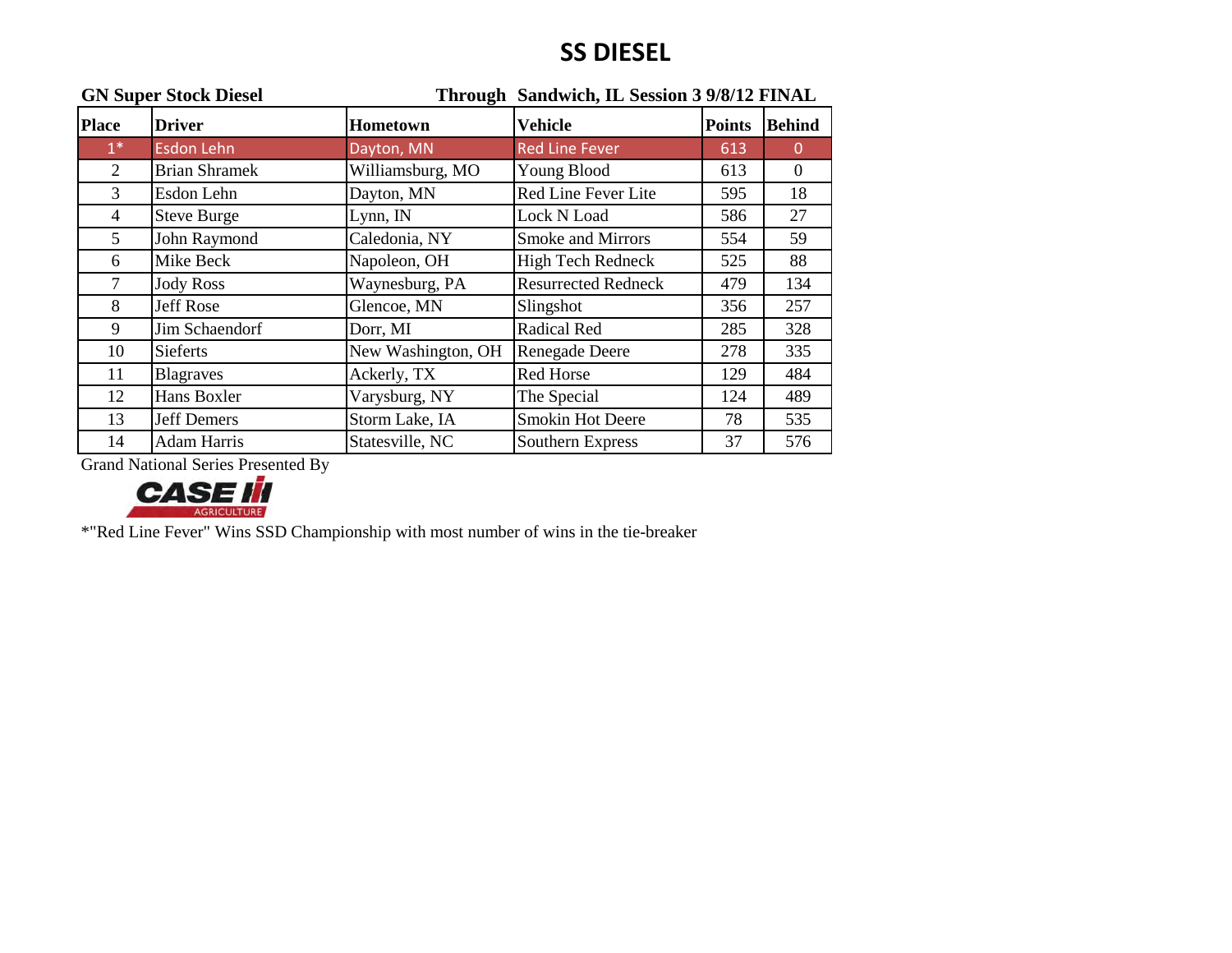# SS DIESEL

**GN Super Stock Diesel** **Through Sandwich, IL Session 3 9/8/12 FINAL**

| Place | Driver | Hometown | Vehicle | Points | Behind |
|---|---|---|---|---|---|
| 1* | Esdon Lehn | Dayton, MN | Red Line Fever | 613 | 0 |
| 2 | Brian Shramek | Williamsburg, MO | Young Blood | 613 | 0 |
| 3 | Esdon Lehn | Dayton, MN | Red Line Fever Lite | 595 | 18 |
| 4 | Steve Burge | Lynn, IN | Lock N Load | 586 | 27 |
| 5 | John Raymond | Caledonia, NY | Smoke and Mirrors | 554 | 59 |
| 6 | Mike Beck | Napoleon, OH | High Tech Redneck | 525 | 88 |
| 7 | Jody Ross | Waynesburg, PA | Resurrected Redneck | 479 | 134 |
| 8 | Jeff Rose | Glencoe, MN | Slingshot | 356 | 257 |
| 9 | Jim Schaendorf | Dorr, MI | Radical Red | 285 | 328 |
| 10 | Sieferts | New Washington, OH | Renegade Deere | 278 | 335 |
| 11 | Blagraves | Ackerly, TX | Red Horse | 129 | 484 |
| 12 | Hans Boxler | Varysburg, NY | The Special | 124 | 489 |
| 13 | Jeff Demers | Storm Lake, IA | Smokin Hot Deere | 78 | 535 |
| 14 | Adam Harris | Statesville, NC | Southern Express | 37 | 576 |

Grand National Series Presented By

CASE IH AGRICULTURE

*"Red Line Fever" Wins SSD Championship with most number of wins in the tie-breaker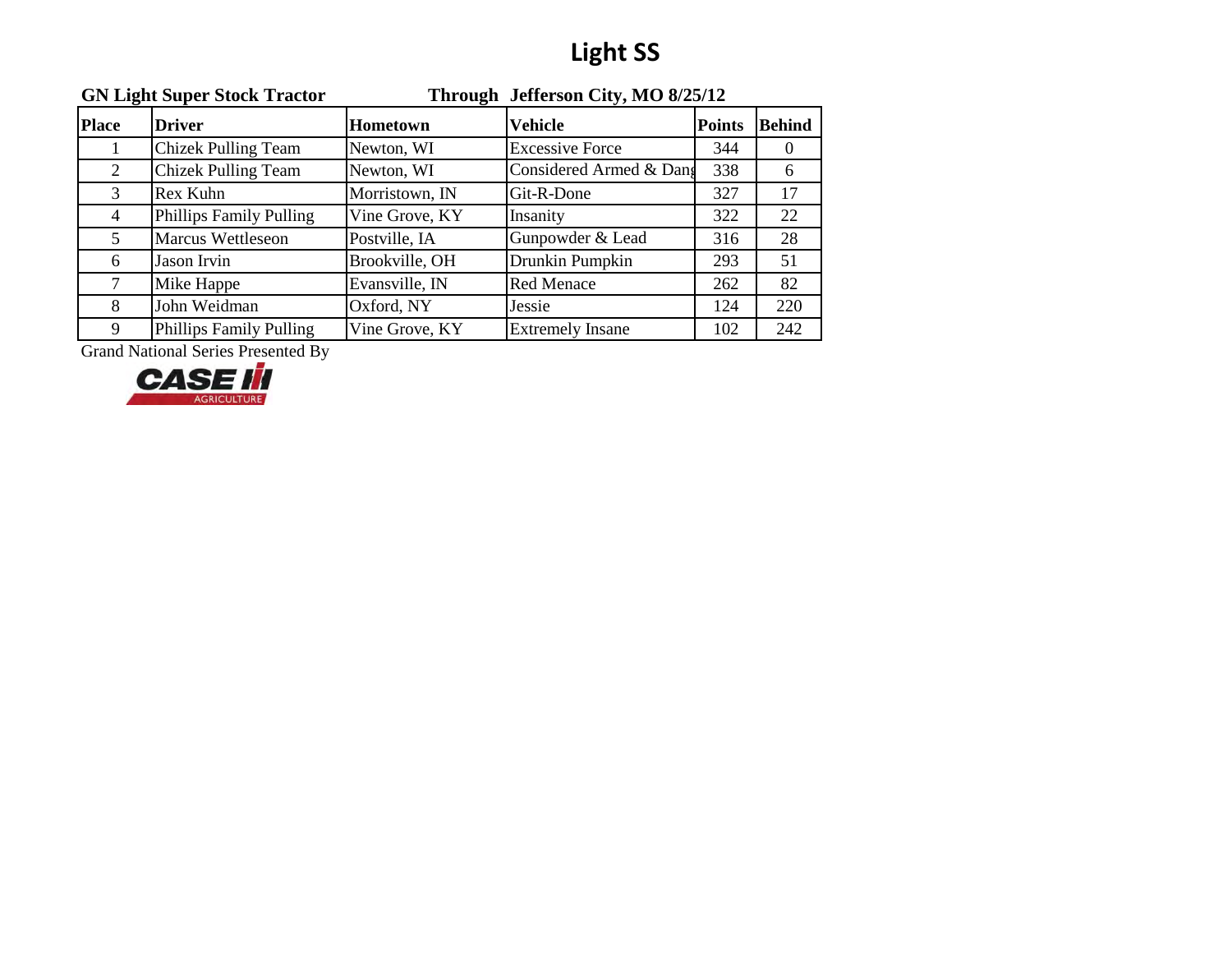# Light SS

**GN Light Super Stock Tractor** **Through Jefferson City, MO 8/25/12**

| Place | Driver | Hometown | Vehicle | Points | Behind |
|---|---|---|---|---|---|
| 1 | Chizek Pulling Team | Newton, WI | Excessive Force | 344 | 0 |
| 2 | Chizek Pulling Team | Newton, WI | Considered Armed & Dang | 338 | 6 |
| 3 | Rex Kuhn | Morristown, IN | Git-R-Done | 327 | 17 |
| 4 | Phillips Family Pulling | Vine Grove, KY | Insanity | 322 | 22 |
| 5 | Marcus Wettleseon | Postville, IA | Gunpowder & Lead | 316 | 28 |
| 6 | Jason Irvin | Brookville, OH | Drunkin Pumpkin | 293 | 51 |
| 7 | Mike Happe | Evansville, IN | Red Menace | 262 | 82 |
| 8 | John Weidman | Oxford, NY | Jessie | 124 | 220 |
| 9 | Phillips Family Pulling | Vine Grove, KY | Extremely Insane | 102 | 242 |

Grand National Series Presented By

CASE IH AGRICULTURE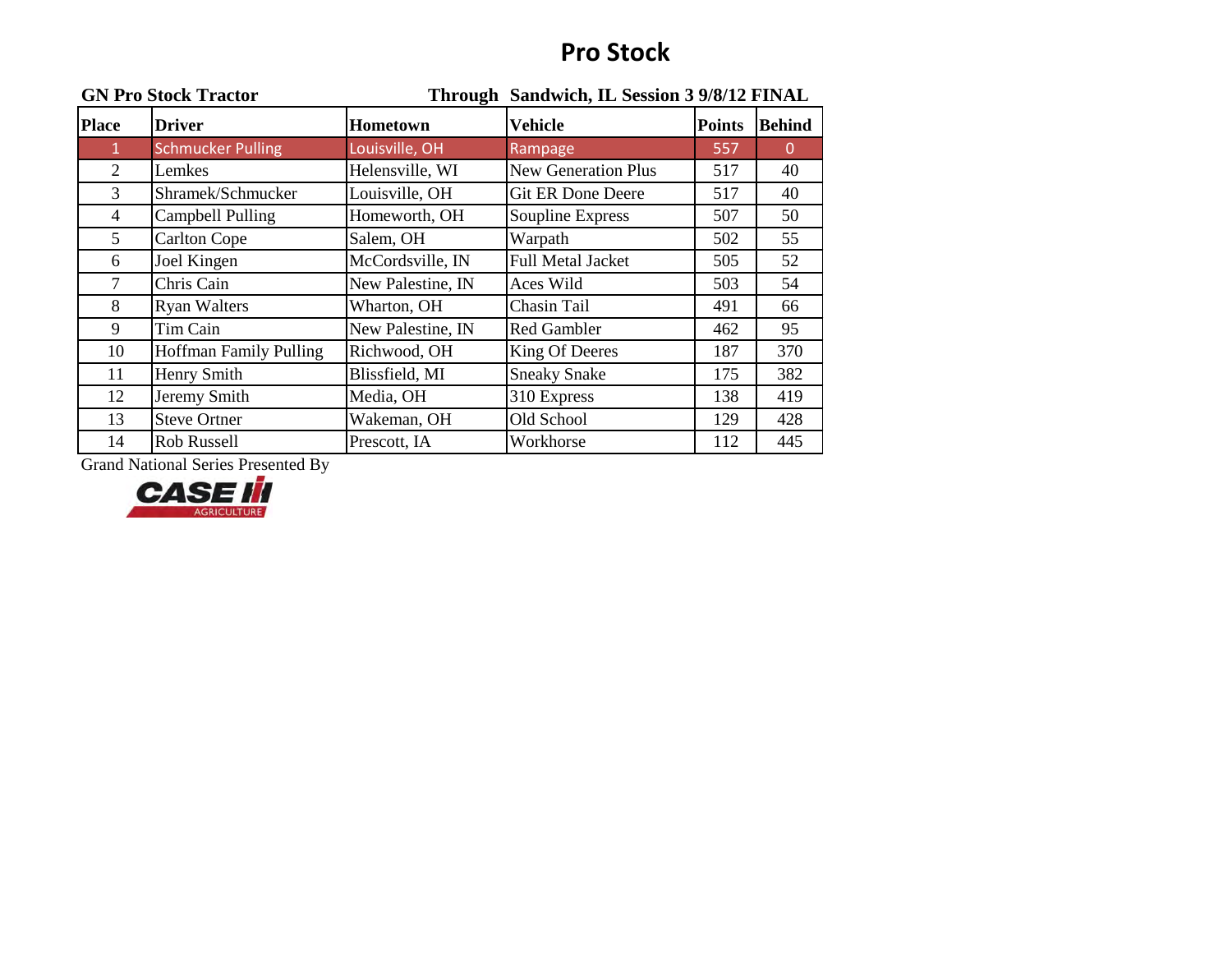# Pro Stock

**GN Pro Stock Tractor** **Through Sandwich, IL Session 3 9/8/12 FINAL**

| Place | Driver | Hometown | Vehicle | Points | Behind |
|---|---|---|---|---|---|
| 1 | Schmucker Pulling | Louisville, OH | Rampage | 557 | 0 |
| 2 | Lemkes | Helensville, WI | New Generation Plus | 517 | 40 |
| 3 | Shramek/Schmucker | Louisville, OH | Git ER Done Deere | 517 | 40 |
| 4 | Campbell Pulling | Homeworth, OH | Soupline Express | 507 | 50 |
| 5 | Carlton Cope | Salem, OH | Warpath | 502 | 55 |
| 6 | Joel Kingen | McCordsville, IN | Full Metal Jacket | 505 | 52 |
| 7 | Chris Cain | New Palestine, IN | Aces Wild | 503 | 54 |
| 8 | Ryan Walters | Wharton, OH | Chasin Tail | 491 | 66 |
| 9 | Tim Cain | New Palestine, IN | Red Gambler | 462 | 95 |
| 10 | Hoffman Family Pulling | Richwood, OH | King Of Deeres | 187 | 370 |
| 11 | Henry Smith | Blissfield, MI | Sneaky Snake | 175 | 382 |
| 12 | Jeremy Smith | Media, OH | 310 Express | 138 | 419 |
| 13 | Steve Ortner | Wakeman, OH | Old School | 129 | 428 |
| 14 | Rob Russell | Prescott, IA | Workhorse | 112 | 445 |

Grand National Series Presented By

CASE IH AGRICULTURE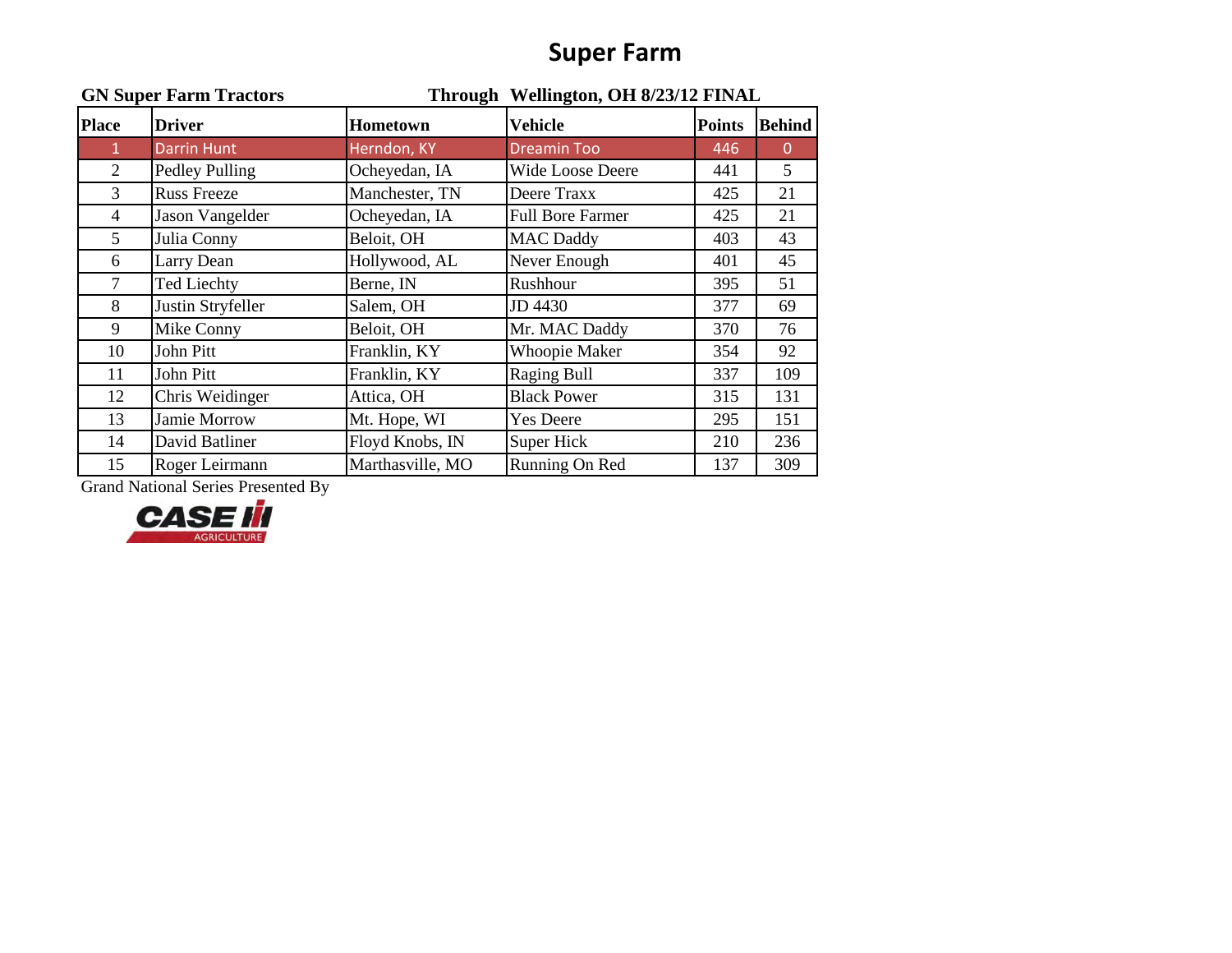# Super Farm

**GN Super Farm Tractors** **Through Wellington, OH 8/23/12 FINAL**

| Place | Driver | Hometown | Vehicle | Points | Behind |
|---|---|---|---|---|---|
| 1 | Darrin Hunt | Herndon, KY | Dreamin Too | 446 | 0 |
| 2 | Pedley Pulling | Ocheyedan, IA | Wide Loose Deere | 441 | 5 |
| 3 | Russ Freeze | Manchester, TN | Deere Traxx | 425 | 21 |
| 4 | Jason Vangelder | Ocheyedan, IA | Full Bore Farmer | 425 | 21 |
| 5 | Julia Conny | Beloit, OH | MAC Daddy | 403 | 43 |
| 6 | Larry Dean | Hollywood, AL | Never Enough | 401 | 45 |
| 7 | Ted Liechty | Berne, IN | Rushhour | 395 | 51 |
| 8 | Justin Stryfeller | Salem, OH | JD 4430 | 377 | 69 |
| 9 | Mike Conny | Beloit, OH | Mr. MAC Daddy | 370 | 76 |
| 10 | John Pitt | Franklin, KY | Whoopie Maker | 354 | 92 |
| 11 | John Pitt | Franklin, KY | Raging Bull | 337 | 109 |
| 12 | Chris Weidinger | Attica, OH | Black Power | 315 | 131 |
| 13 | Jamie Morrow | Mt. Hope, WI | Yes Deere | 295 | 151 |
| 14 | David Batliner | Floyd Knobs, IN | Super Hick | 210 | 236 |
| 15 | Roger Leirmann | Marthasville, MO | Running On Red | 137 | 309 |

Grand National Series Presented By

CASE IH AGRICULTURE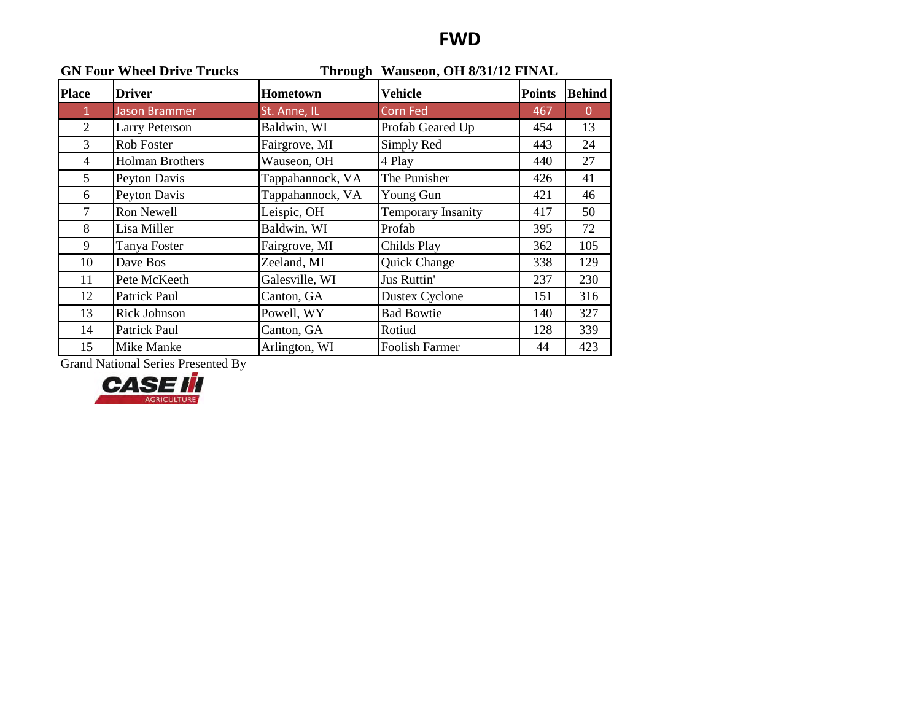# FWD

**GN Four Wheel Drive Trucks** **Through Wauseon, OH 8/31/12 FINAL**

| Place | Driver | Hometown | Vehicle | Points | Behind |
|---|---|---|---|---|---|
| 1 | Jason Brammer | St. Anne, IL | Corn Fed | 467 | 0 |
| 2 | Larry Peterson | Baldwin, WI | Profab Geared Up | 454 | 13 |
| 3 | Rob Foster | Fairgrove, MI | Simply Red | 443 | 24 |
| 4 | Holman Brothers | Wauseon, OH | 4 Play | 440 | 27 |
| 5 | Peyton Davis | Tappahannock, VA | The Punisher | 426 | 41 |
| 6 | Peyton Davis | Tappahannock, VA | Young Gun | 421 | 46 |
| 7 | Ron Newell | Leispic, OH | Temporary Insanity | 417 | 50 |
| 8 | Lisa Miller | Baldwin, WI | Profab | 395 | 72 |
| 9 | Tanya Foster | Fairgrove, MI | Childs Play | 362 | 105 |
| 10 | Dave Bos | Zeeland, MI | Quick Change | 338 | 129 |
| 11 | Pete McKeeth | Galesville, WI | Jus Ruttin' | 237 | 230 |
| 12 | Patrick Paul | Canton, GA | Dustex Cyclone | 151 | 316 |
| 13 | Rick Johnson | Powell, WY | Bad Bowtie | 140 | 327 |
| 14 | Patrick Paul | Canton, GA | Rotiud | 128 | 339 |
| 15 | Mike Manke | Arlington, WI | Foolish Farmer | 44 | 423 |

Grand National Series Presented By

CASE IH AGRICULTURE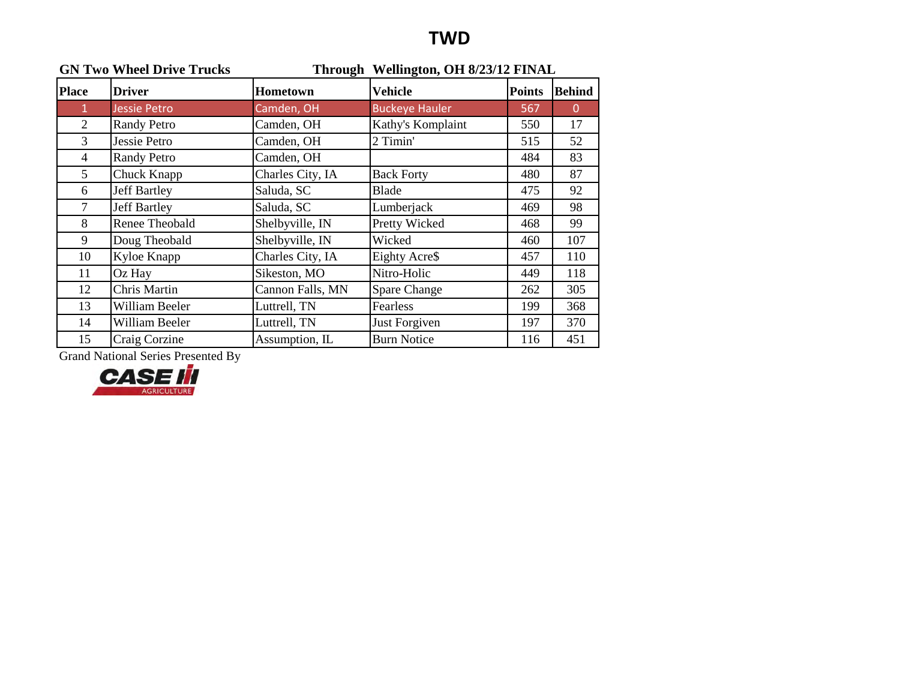# TWD

**GN Two Wheel Drive Trucks** **Through Wellington, OH 8/23/12 FINAL**

| Place | Driver | Hometown | Vehicle | Points | Behind |
|---|---|---|---|---|---|
| 1 | Jessie Petro | Camden, OH | Buckeye Hauler | 567 | 0 |
| 2 | Randy Petro | Camden, OH | Kathy's Komplaint | 550 | 17 |
| 3 | Jessie Petro | Camden, OH | 2 Timin' | 515 | 52 |
| 4 | Randy Petro | Camden, OH | | 484 | 83 |
| 5 | Chuck Knapp | Charles City, IA | Back Forty | 480 | 87 |
| 6 | Jeff Bartley | Saluda, SC | Blade | 475 | 92 |
| 7 | Jeff Bartley | Saluda, SC | Lumberjack | 469 | 98 |
| 8 | Renee Theobald | Shelbyville, IN | Pretty Wicked | 468 | 99 |
| 9 | Doug Theobald | Shelbyville, IN | Wicked | 460 | 107 |
| 10 | Kyloe Knapp | Charles City, IA | Eighty Acre$ | 457 | 110 |
| 11 | Oz Hay | Sikeston, MO | Nitro-Holic | 449 | 118 |
| 12 | Chris Martin | Cannon Falls, MN | Spare Change | 262 | 305 |
| 13 | William Beeler | Luttrell, TN | Fearless | 199 | 368 |
| 14 | William Beeler | Luttrell, TN | Just Forgiven | 197 | 370 |
| 15 | Craig Corzine | Assumption, IL | Burn Notice | 116 | 451 |

Grand National Series Presented By

CASE IH AGRICULTURE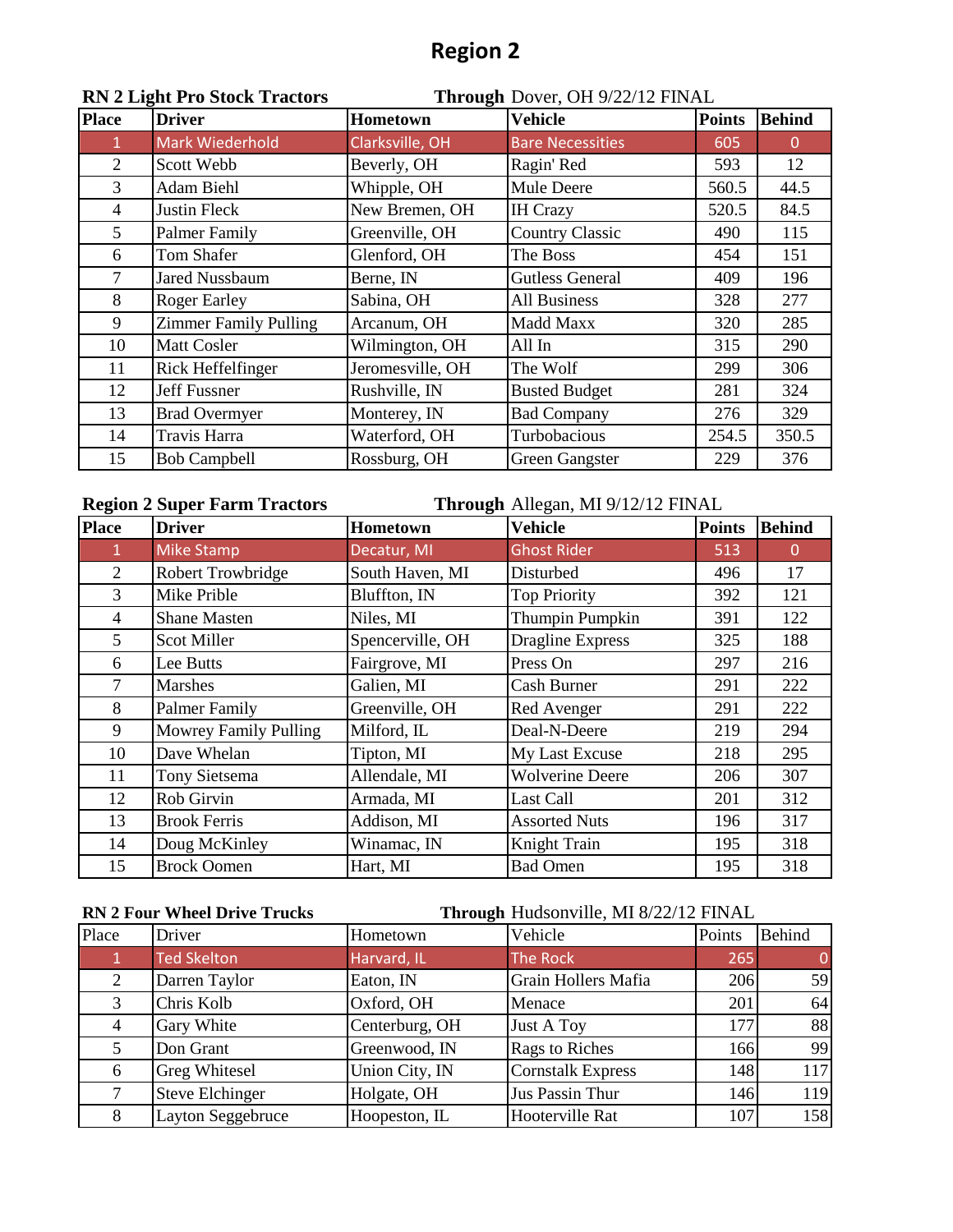# Region 2

**RN 2 Light Pro Stock Tractors** **Through** Dover, OH 9/22/12 FINAL

| Place | Driver | Hometown | Vehicle | Points | Behind |
|---|---|---|---|---|---|
| 1 | Mark Wiederhold | Clarksville, OH | Bare Necessities | 605 | 0 |
| 2 | Scott Webb | Beverly, OH | Ragin' Red | 593 | 12 |
| 3 | Adam Biehl | Whipple, OH | Mule Deere | 560.5 | 44.5 |
| 4 | Justin Fleck | New Bremen, OH | IH Crazy | 520.5 | 84.5 |
| 5 | Palmer Family | Greenville, OH | Country Classic | 490 | 115 |
| 6 | Tom Shafer | Glenford, OH | The Boss | 454 | 151 |
| 7 | Jared Nussbaum | Berne, IN | Gutless General | 409 | 196 |
| 8 | Roger Earley | Sabina, OH | All Business | 328 | 277 |
| 9 | Zimmer Family Pulling | Arcanum, OH | Madd Maxx | 320 | 285 |
| 10 | Matt Cosler | Wilmington, OH | All In | 315 | 290 |
| 11 | Rick Heffelfinger | Jeromesville, OH | The Wolf | 299 | 306 |
| 12 | Jeff Fussner | Rushville, IN | Busted Budget | 281 | 324 |
| 13 | Brad Overmyer | Monterey, IN | Bad Company | 276 | 329 |
| 14 | Travis Harra | Waterford, OH | Turbobacious | 254.5 | 350.5 |
| 15 | Bob Campbell | Rossburg, OH | Green Gangster | 229 | 376 |

**Region 2 Super Farm Tractors** **Through** Allegan, MI 9/12/12 FINAL

| Place | Driver | Hometown | Vehicle | Points | Behind |
|---|---|---|---|---|---|
| 1 | Mike Stamp | Decatur, MI | Ghost Rider | 513 | 0 |
| 2 | Robert Trowbridge | South Haven, MI | Disturbed | 496 | 17 |
| 3 | Mike Prible | Bluffton, IN | Top Priority | 392 | 121 |
| 4 | Shane Masten | Niles, MI | Thumpin Pumpkin | 391 | 122 |
| 5 | Scot Miller | Spencerville, OH | Dragline Express | 325 | 188 |
| 6 | Lee Butts | Fairgrove, MI | Press On | 297 | 216 |
| 7 | Marshes | Galien, MI | Cash Burner | 291 | 222 |
| 8 | Palmer Family | Greenville, OH | Red Avenger | 291 | 222 |
| 9 | Mowrey Family Pulling | Milford, IL | Deal-N-Deere | 219 | 294 |
| 10 | Dave Whelan | Tipton, MI | My Last Excuse | 218 | 295 |
| 11 | Tony Sietsema | Allendale, MI | Wolverine Deere | 206 | 307 |
| 12 | Rob Girvin | Armada, MI | Last Call | 201 | 312 |
| 13 | Brook Ferris | Addison, MI | Assorted Nuts | 196 | 317 |
| 14 | Doug McKinley | Winamac, IN | Knight Train | 195 | 318 |
| 15 | Brock Oomen | Hart, MI | Bad Omen | 195 | 318 |

**RN 2 Four Wheel Drive Trucks** **Through** Hudsonville, MI 8/22/12 FINAL

| Place | Driver | Hometown | Vehicle | Points | Behind |
|---|---|---|---|---|---|
| 1 | Ted Skelton | Harvard, IL | The Rock | 265 | 0 |
| 2 | Darren Taylor | Eaton, IN | Grain Hollers Mafia | 206 | 59 |
| 3 | Chris Kolb | Oxford, OH | Menace | 201 | 64 |
| 4 | Gary White | Centerburg, OH | Just A Toy | 177 | 88 |
| 5 | Don Grant | Greenwood, IN | Rags to Riches | 166 | 99 |
| 6 | Greg Whitesel | Union City, IN | Cornstalk Express | 148 | 117 |
| 7 | Steve Elchinger | Holgate, OH | Jus Passin Thur | 146 | 119 |
| 8 | Layton Seggebruce | Hoopeston, IL | Hooterville Rat | 107 | 158 |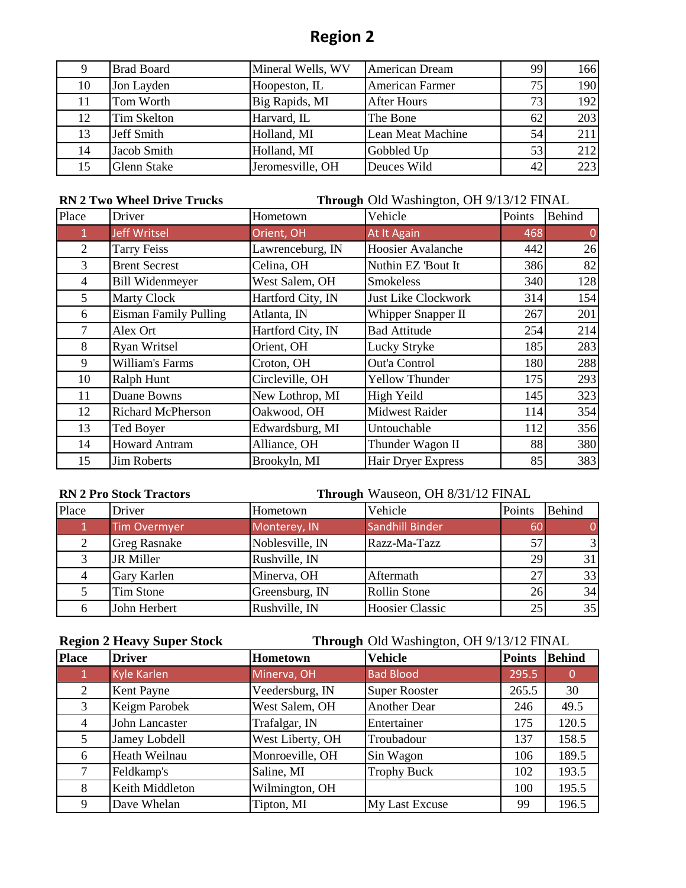# Region 2

| | | | | | |
|---|---|---|---|---|---|
| 9 | Brad Board | Mineral Wells, WV | American Dream | 99 | 166 |
| 10 | Jon Layden | Hoopeston, IL | American Farmer | 75 | 190 |
| 11 | Tom Worth | Big Rapids, MI | After Hours | 73 | 192 |
| 12 | Tim Skelton | Harvard, IL | The Bone | 62 | 203 |
| 13 | Jeff Smith | Holland, MI | Lean Meat Machine | 54 | 211 |
| 14 | Jacob Smith | Holland, MI | Gobbled Up | 53 | 212 |
| 15 | Glenn Stake | Jeromesville, OH | Deuces Wild | 42 | 223 |

**RN 2 Two Wheel Drive Trucks** **Through** Old Washington, OH 9/13/12 FINAL

| Place | Driver | Hometown | Vehicle | Points | Behind |
|---|---|---|---|---|---|
| 1 | Jeff Writsel | Orient, OH | At It Again | 468 | 0 |
| 2 | Tarry Feiss | Lawrenceburg, IN | Hoosier Avalanche | 442 | 26 |
| 3 | Brent Secrest | Celina, OH | Nuthin EZ 'Bout It | 386 | 82 |
| 4 | Bill Widenmeyer | West Salem, OH | Smokeless | 340 | 128 |
| 5 | Marty Clock | Hartford City, IN | Just Like Clockwork | 314 | 154 |
| 6 | Eisman Family Pulling | Atlanta, IN | Whipper Snapper II | 267 | 201 |
| 7 | Alex Ort | Hartford City, IN | Bad Attitude | 254 | 214 |
| 8 | Ryan Writsel | Orient, OH | Lucky Stryke | 185 | 283 |
| 9 | William's Farms | Croton, OH | Out'a Control | 180 | 288 |
| 10 | Ralph Hunt | Circleville, OH | Yellow Thunder | 175 | 293 |
| 11 | Duane Bowns | New Lothrop, MI | High Yeild | 145 | 323 |
| 12 | Richard McPherson | Oakwood, OH | Midwest Raider | 114 | 354 |
| 13 | Ted Boyer | Edwardsburg, MI | Untouchable | 112 | 356 |
| 14 | Howard Antram | Alliance, OH | Thunder Wagon II | 88 | 380 |
| 15 | Jim Roberts | Brookyln, MI | Hair Dryer Express | 85 | 383 |

**RN 2 Pro Stock Tractors** **Through** Wauseon, OH 8/31/12 FINAL

| Place | Driver | Hometown | Vehicle | Points | Behind |
|---|---|---|---|---|---|
| 1 | Tim Overmyer | Monterey, IN | Sandhill Binder | 60 | 0 |
| 2 | Greg Rasnake | Noblesville, IN | Razz-Ma-Tazz | 57 | 3 |
| 3 | JR Miller | Rushville, IN | | 29 | 31 |
| 4 | Gary Karlen | Minerva, OH | Aftermath | 27 | 33 |
| 5 | Tim Stone | Greensburg, IN | Rollin Stone | 26 | 34 |
| 6 | John Herbert | Rushville, IN | Hoosier Classic | 25 | 35 |

**Region 2 Heavy Super Stock** **Through** Old Washington, OH 9/13/12 FINAL

| **Place** | **Driver** | **Hometown** | **Vehicle** | **Points** | **Behind** |
|---|---|---|---|---|---|
| 1 | Kyle Karlen | Minerva, OH | Bad Blood | 295.5 | 0 |
| 2 | Kent Payne | Veedersburg, IN | Super Rooster | 265.5 | 30 |
| 3 | Keigm Parobek | West Salem, OH | Another Dear | 246 | 49.5 |
| 4 | John Lancaster | Trafalgar, IN | Entertainer | 175 | 120.5 |
| 5 | Jamey Lobdell | West Liberty, OH | Troubadour | 137 | 158.5 |
| 6 | Heath Weilnau | Monroeville, OH | Sin Wagon | 106 | 189.5 |
| 7 | Feldkamp's | Saline, MI | Trophy Buck | 102 | 193.5 |
| 8 | Keith Middleton | Wilmington, OH | | 100 | 195.5 |
| 9 | Dave Whelan | Tipton, MI | My Last Excuse | 99 | 196.5 |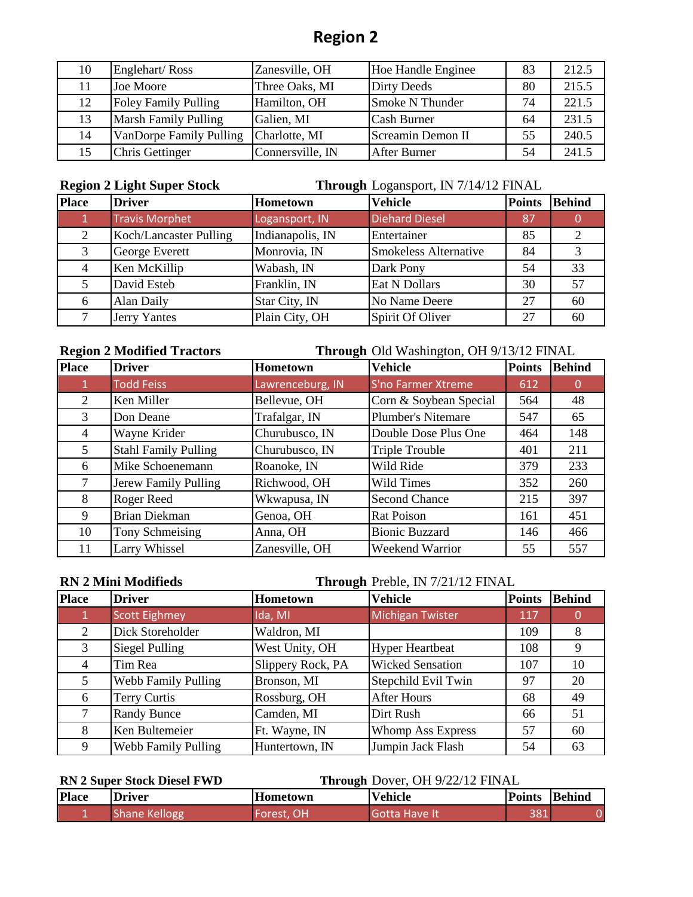# Region 2

| 10 | Englehart/ Ross | Zanesville, OH | Hoe Handle Enginee | 83 | 212.5 |
|---|---|---|---|---|---|
| 11 | Joe Moore | Three Oaks, MI | Dirty Deeds | 80 | 215.5 |
| 12 | Foley Family Pulling | Hamilton, OH | Smoke N Thunder | 74 | 221.5 |
| 13 | Marsh Family Pulling | Galien, MI | Cash Burner | 64 | 231.5 |
| 14 | VanDorpe Family Pulling | Charlotte, MI | Screamin Demon II | 55 | 240.5 |
| 15 | Chris Gettinger | Connersville, IN | After Burner | 54 | 241.5 |

**Region 2 Light Super Stock** **Through** Logansport, IN 7/14/12 FINAL

| Place | Driver | Hometown | Vehicle | Points | Behind |
|---|---|---|---|---|---|
| 1 | Travis Morphet | Logansport, IN | Diehard Diesel | 87 | 0 |
| 2 | Koch/Lancaster Pulling | Indianapolis, IN | Entertainer | 85 | 2 |
| 3 | George Everett | Monrovia, IN | Smokeless Alternative | 84 | 3 |
| 4 | Ken McKillip | Wabash, IN | Dark Pony | 54 | 33 |
| 5 | David Esteb | Franklin, IN | Eat N Dollars | 30 | 57 |
| 6 | Alan Daily | Star City, IN | No Name Deere | 27 | 60 |
| 7 | Jerry Yantes | Plain City, OH | Spirit Of Oliver | 27 | 60 |

**Region 2 Modified Tractors** **Through** Old Washington, OH 9/13/12 FINAL

| Place | Driver | Hometown | Vehicle | Points | Behind |
|---|---|---|---|---|---|
| 1 | Todd Feiss | Lawrenceburg, IN | S'no Farmer Xtreme | 612 | 0 |
| 2 | Ken Miller | Bellevue, OH | Corn & Soybean Special | 564 | 48 |
| 3 | Don Deane | Trafalgar, IN | Plumber's Nitemare | 547 | 65 |
| 4 | Wayne Krider | Churubusco, IN | Double Dose Plus One | 464 | 148 |
| 5 | Stahl Family Pulling | Churubusco, IN | Triple Trouble | 401 | 211 |
| 6 | Mike Schoenemann | Roanoke, IN | Wild Ride | 379 | 233 |
| 7 | Jerew Family Pulling | Richwood, OH | Wild Times | 352 | 260 |
| 8 | Roger Reed | Wkwapusa, IN | Second Chance | 215 | 397 |
| 9 | Brian Diekman | Genoa, OH | Rat Poison | 161 | 451 |
| 10 | Tony Schmeising | Anna, OH | Bionic Buzzard | 146 | 466 |
| 11 | Larry Whissel | Zanesville, OH | Weekend Warrior | 55 | 557 |

**RN 2 Mini Modifieds** **Through** Preble, IN 7/21/12 FINAL

| Place | Driver | Hometown | Vehicle | Points | Behind |
|---|---|---|---|---|---|
| 1 | Scott Eighmey | Ida, MI | Michigan Twister | 117 | 0 |
| 2 | Dick Storeholder | Waldron, MI | | 109 | 8 |
| 3 | Siegel Pulling | West Unity, OH | Hyper Heartbeat | 108 | 9 |
| 4 | Tim Rea | Slippery Rock, PA | Wicked Sensation | 107 | 10 |
| 5 | Webb Family Pulling | Bronson, MI | Stepchild Evil Twin | 97 | 20 |
| 6 | Terry Curtis | Rossburg, OH | After Hours | 68 | 49 |
| 7 | Randy Bunce | Camden, MI | Dirt Rush | 66 | 51 |
| 8 | Ken Bultemeier | Ft. Wayne, IN | Whomp Ass Express | 57 | 60 |
| 9 | Webb Family Pulling | Huntertown, IN | Jumpin Jack Flash | 54 | 63 |

**RN 2 Super Stock Diesel FWD** **Through** Dover, OH 9/22/12 FINAL

| Place | Driver | Hometown | Vehicle | Points | Behind |
|---|---|---|---|---|---|
| 1 | Shane Kellogg | Forest, OH | Gotta Have It | 381 | 0 |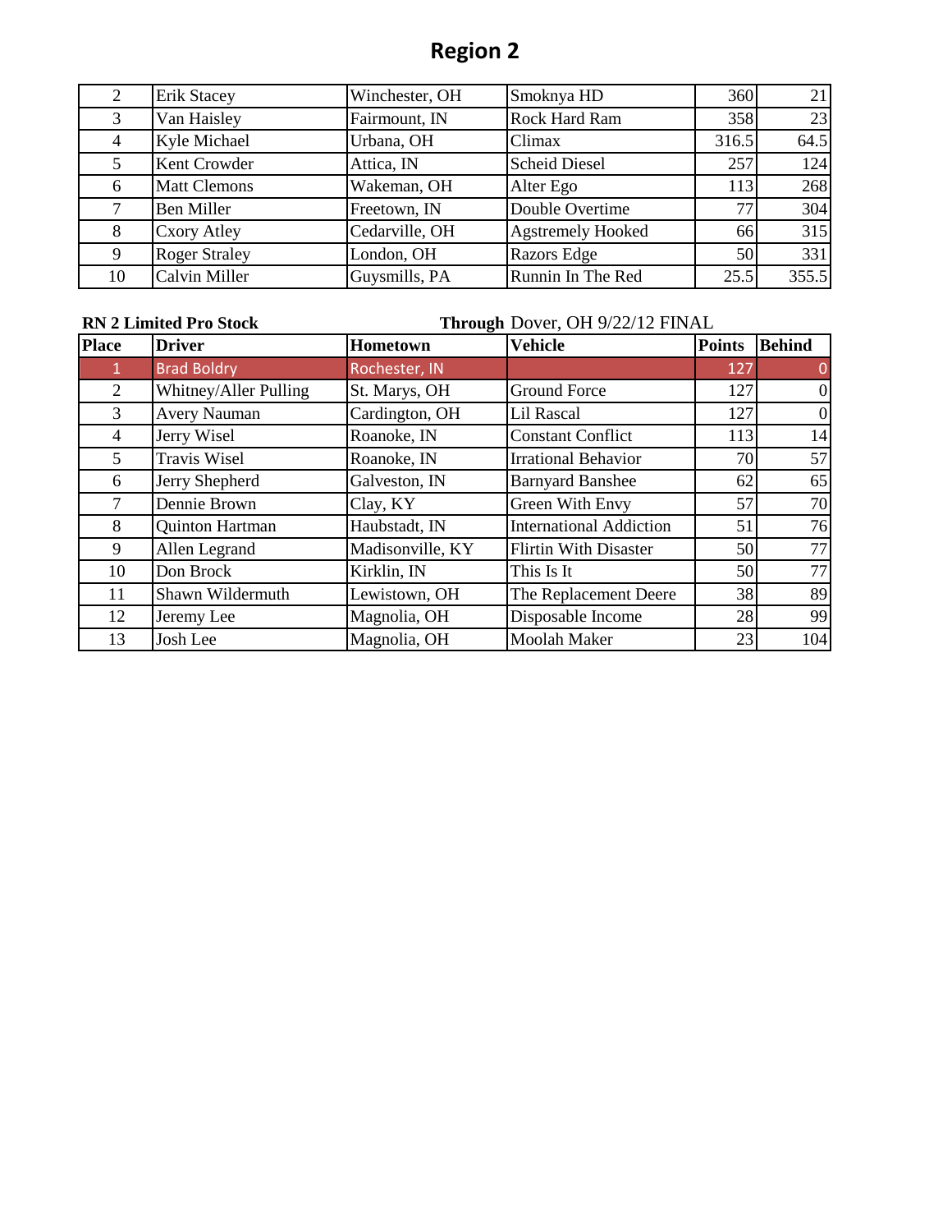# Region 2

| | | | | | |
|---|---|---|---|---|---|
| 2 | Erik Stacey | Winchester, OH | Smoknya HD | 360 | 21 |
| 3 | Van Haisley | Fairmount, IN | Rock Hard Ram | 358 | 23 |
| 4 | Kyle Michael | Urbana, OH | Climax | 316.5 | 64.5 |
| 5 | Kent Crowder | Attica, IN | Scheid Diesel | 257 | 124 |
| 6 | Matt Clemons | Wakeman, OH | Alter Ego | 113 | 268 |
| 7 | Ben Miller | Freetown, IN | Double Overtime | 77 | 304 |
| 8 | Cxory Atley | Cedarville, OH | Agstremely Hooked | 66 | 315 |
| 9 | Roger Straley | London, OH | Razors Edge | 50 | 331 |
| 10 | Calvin Miller | Guysmills, PA | Runnin In The Red | 25.5 | 355.5 |

**RN 2 Limited Pro Stock** **Through** Dover, OH 9/22/12 FINAL

| Place | Driver | Hometown | Vehicle | Points | Behind |
|---|---|---|---|---|---|
| 1 | Brad Boldry | Rochester, IN | | 127 | 0 |
| 2 | Whitney/Aller Pulling | St. Marys, OH | Ground Force | 127 | 0 |
| 3 | Avery Nauman | Cardington, OH | Lil Rascal | 127 | 0 |
| 4 | Jerry Wisel | Roanoke, IN | Constant Conflict | 113 | 14 |
| 5 | Travis Wisel | Roanoke, IN | Irrational Behavior | 70 | 57 |
| 6 | Jerry Shepherd | Galveston, IN | Barnyard Banshee | 62 | 65 |
| 7 | Dennie Brown | Clay, KY | Green With Envy | 57 | 70 |
| 8 | Quinton Hartman | Haubstadt, IN | International Addiction | 51 | 76 |
| 9 | Allen Legrand | Madisonville, KY | Flirtin With Disaster | 50 | 77 |
| 10 | Don Brock | Kirklin, IN | This Is It | 50 | 77 |
| 11 | Shawn Wildermuth | Lewistown, OH | The Replacement Deere | 38 | 89 |
| 12 | Jeremy Lee | Magnolia, OH | Disposable Income | 28 | 99 |
| 13 | Josh Lee | Magnolia, OH | Moolah Maker | 23 | 104 |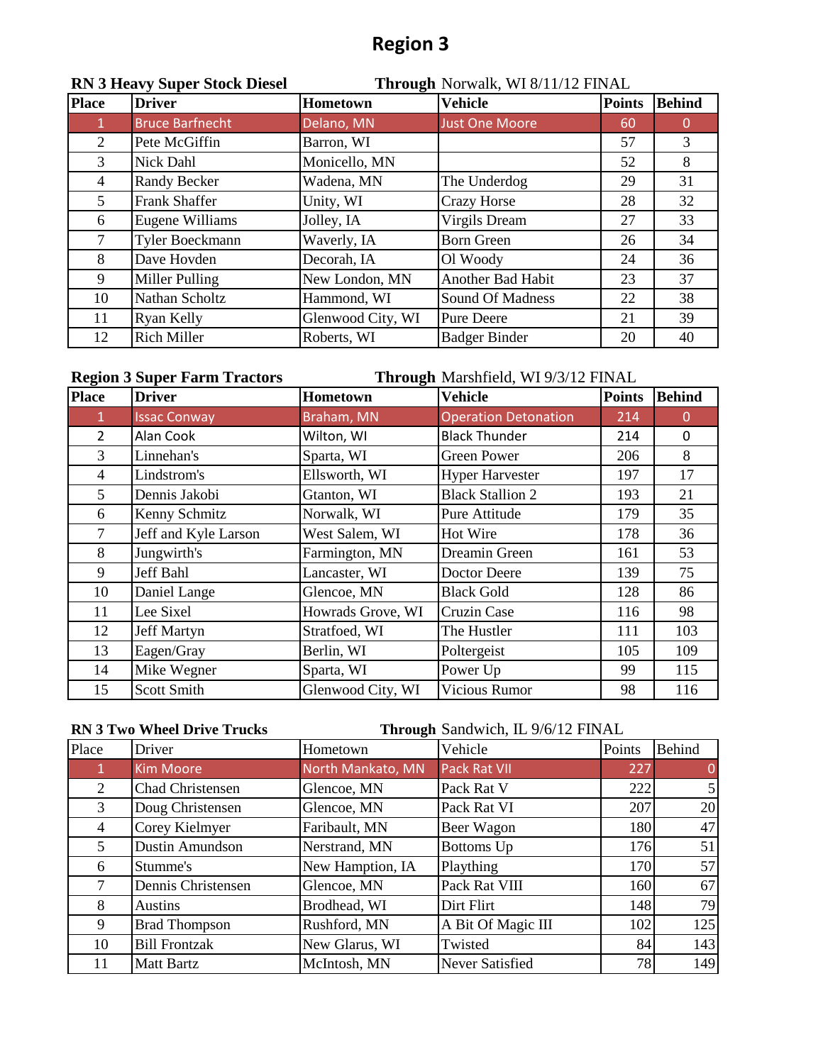# Region 3

**RN 3 Heavy Super Stock Diesel** — **Through** Norwalk, WI 8/11/12 FINAL

| Place | Driver | Hometown | Vehicle | Points | Behind |
|---|---|---|---|---|---|
| 1 | Bruce Barfnecht | Delano, MN | Just One Moore | 60 | 0 |
| 2 | Pete McGiffin | Barron, WI | | 57 | 3 |
| 3 | Nick Dahl | Monicello, MN | | 52 | 8 |
| 4 | Randy Becker | Wadena, MN | The Underdog | 29 | 31 |
| 5 | Frank Shaffer | Unity, WI | Crazy Horse | 28 | 32 |
| 6 | Eugene Williams | Jolley, IA | Virgils Dream | 27 | 33 |
| 7 | Tyler Boeckmann | Waverly, IA | Born Green | 26 | 34 |
| 8 | Dave Hovden | Decorah, IA | Ol Woody | 24 | 36 |
| 9 | Miller Pulling | New London, MN | Another Bad Habit | 23 | 37 |
| 10 | Nathan Scholtz | Hammond, WI | Sound Of Madness | 22 | 38 |
| 11 | Ryan Kelly | Glenwood City, WI | Pure Deere | 21 | 39 |
| 12 | Rich Miller | Roberts, WI | Badger Binder | 20 | 40 |

**Region 3 Super Farm Tractors** — **Through** Marshfield, WI 9/3/12 FINAL

| Place | Driver | Hometown | Vehicle | Points | Behind |
|---|---|---|---|---|---|
| 1 | Issac Conway | Braham, MN | Operation Detonation | 214 | 0 |
| 2 | Alan Cook | Wilton, WI | Black Thunder | 214 | 0 |
| 3 | Linnehan's | Sparta, WI | Green Power | 206 | 8 |
| 4 | Lindstrom's | Ellsworth, WI | Hyper Harvester | 197 | 17 |
| 5 | Dennis Jakobi | Gtanton, WI | Black Stallion 2 | 193 | 21 |
| 6 | Kenny Schmitz | Norwalk, WI | Pure Attitude | 179 | 35 |
| 7 | Jeff and Kyle Larson | West Salem, WI | Hot Wire | 178 | 36 |
| 8 | Jungwirth's | Farmington, MN | Dreamin Green | 161 | 53 |
| 9 | Jeff Bahl | Lancaster, WI | Doctor Deere | 139 | 75 |
| 10 | Daniel Lange | Glencoe, MN | Black Gold | 128 | 86 |
| 11 | Lee Sixel | Howrads Grove, WI | Cruzin Case | 116 | 98 |
| 12 | Jeff Martyn | Stratfoed, WI | The Hustler | 111 | 103 |
| 13 | Eagen/Gray | Berlin, WI | Poltergeist | 105 | 109 |
| 14 | Mike Wegner | Sparta, WI | Power Up | 99 | 115 |
| 15 | Scott Smith | Glenwood City, WI | Vicious Rumor | 98 | 116 |

**RN 3 Two Wheel Drive Trucks** — **Through** Sandwich, IL 9/6/12 FINAL

| Place | Driver | Hometown | Vehicle | Points | Behind |
|---|---|---|---|---|---|
| 1 | Kim Moore | North Mankato, MN | Pack Rat VII | 227 | 0 |
| 2 | Chad Christensen | Glencoe, MN | Pack Rat V | 222 | 5 |
| 3 | Doug Christensen | Glencoe, MN | Pack Rat VI | 207 | 20 |
| 4 | Corey Kielmyer | Faribault, MN | Beer Wagon | 180 | 47 |
| 5 | Dustin Amundson | Nerstrand, MN | Bottoms Up | 176 | 51 |
| 6 | Stumme's | New Hamption, IA | Plaything | 170 | 57 |
| 7 | Dennis Christensen | Glencoe, MN | Pack Rat VIII | 160 | 67 |
| 8 | Austins | Brodhead, WI | Dirt Flirt | 148 | 79 |
| 9 | Brad Thompson | Rushford, MN | A Bit Of Magic III | 102 | 125 |
| 10 | Bill Frontzak | New Glarus, WI | Twisted | 84 | 143 |
| 11 | Matt Bartz | McIntosh, MN | Never Satisfied | 78 | 149 |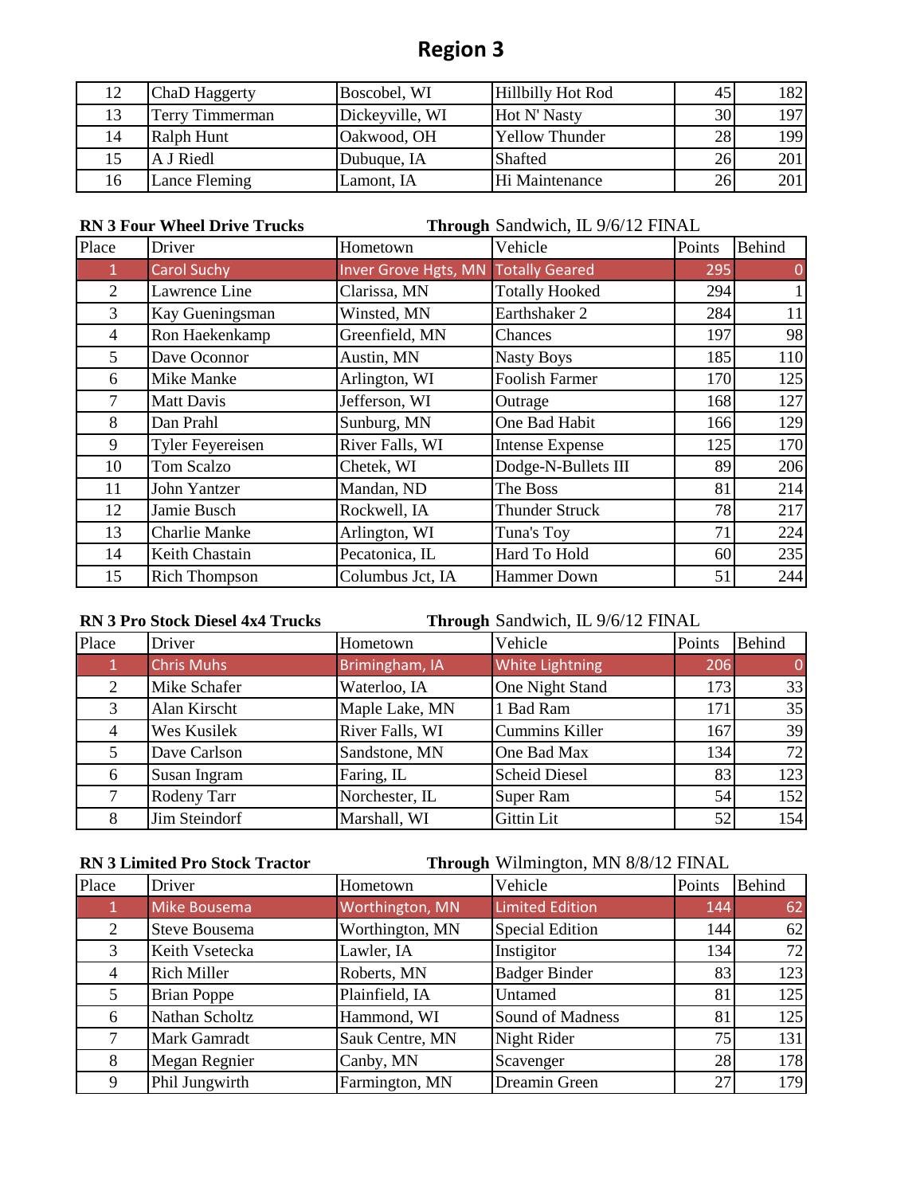# Region 3

| 12 | ChaD Haggerty | Boscobel, WI | Hillbilly Hot Rod | 45 | 182 |
|---|---|---|---|---|---|
| 13 | Terry Timmerman | Dickeyville, WI | Hot N' Nasty | 30 | 197 |
| 14 | Ralph Hunt | Oakwood, OH | Yellow Thunder | 28 | 199 |
| 15 | A J Riedl | Dubuque, IA | Shafted | 26 | 201 |
| 16 | Lance Fleming | Lamont, IA | Hi Maintenance | 26 | 201 |

**RN 3 Four Wheel Drive Trucks** — **Through** Sandwich, IL 9/6/12 FINAL

| Place | Driver | Hometown | Vehicle | Points | Behind |
|---|---|---|---|---|---|
| 1 | Carol Suchy | Inver Grove Hgts, MN | Totally Geared | 295 | 0 |
| 2 | Lawrence Line | Clarissa, MN | Totally Hooked | 294 | 1 |
| 3 | Kay Gueningsman | Winsted, MN | Earthshaker 2 | 284 | 11 |
| 4 | Ron Haekenkamp | Greenfield, MN | Chances | 197 | 98 |
| 5 | Dave Oconnor | Austin, MN | Nasty Boys | 185 | 110 |
| 6 | Mike Manke | Arlington, WI | Foolish Farmer | 170 | 125 |
| 7 | Matt Davis | Jefferson, WI | Outrage | 168 | 127 |
| 8 | Dan Prahl | Sunburg, MN | One Bad Habit | 166 | 129 |
| 9 | Tyler Feyereisen | River Falls, WI | Intense Expense | 125 | 170 |
| 10 | Tom Scalzo | Chetek, WI | Dodge-N-Bullets III | 89 | 206 |
| 11 | John Yantzer | Mandan, ND | The Boss | 81 | 214 |
| 12 | Jamie Busch | Rockwell, IA | Thunder Struck | 78 | 217 |
| 13 | Charlie Manke | Arlington, WI | Tuna's Toy | 71 | 224 |
| 14 | Keith Chastain | Pecatonica, IL | Hard To Hold | 60 | 235 |
| 15 | Rich Thompson | Columbus Jct, IA | Hammer Down | 51 | 244 |

**RN 3 Pro Stock Diesel 4x4 Trucks** — **Through** Sandwich, IL 9/6/12 FINAL

| Place | Driver | Hometown | Vehicle | Points | Behind |
|---|---|---|---|---|---|
| 1 | Chris Muhs | Brimingham, IA | White Lightning | 206 | 0 |
| 2 | Mike Schafer | Waterloo, IA | One Night Stand | 173 | 33 |
| 3 | Alan Kirscht | Maple Lake, MN | 1 Bad Ram | 171 | 35 |
| 4 | Wes Kusilek | River Falls, WI | Cummins Killer | 167 | 39 |
| 5 | Dave Carlson | Sandstone, MN | One Bad Max | 134 | 72 |
| 6 | Susan Ingram | Faring, IL | Scheid Diesel | 83 | 123 |
| 7 | Rodeny Tarr | Norchester, IL | Super Ram | 54 | 152 |
| 8 | Jim Steindorf | Marshall, WI | Gittin Lit | 52 | 154 |

**RN 3 Limited Pro Stock Tractor** — **Through** Wilmington, MN 8/8/12 FINAL

| Place | Driver | Hometown | Vehicle | Points | Behind |
|---|---|---|---|---|---|
| 1 | Mike Bousema | Worthington, MN | Limited Edition | 144 | 62 |
| 2 | Steve Bousema | Worthington, MN | Special Edition | 144 | 62 |
| 3 | Keith Vsetecka | Lawler, IA | Instigitor | 134 | 72 |
| 4 | Rich Miller | Roberts, MN | Badger Binder | 83 | 123 |
| 5 | Brian Poppe | Plainfield, IA | Untamed | 81 | 125 |
| 6 | Nathan Scholtz | Hammond, WI | Sound of Madness | 81 | 125 |
| 7 | Mark Gamradt | Sauk Centre, MN | Night Rider | 75 | 131 |
| 8 | Megan Regnier | Canby, MN | Scavenger | 28 | 178 |
| 9 | Phil Jungwirth | Farmington, MN | Dreamin Green | 27 | 179 |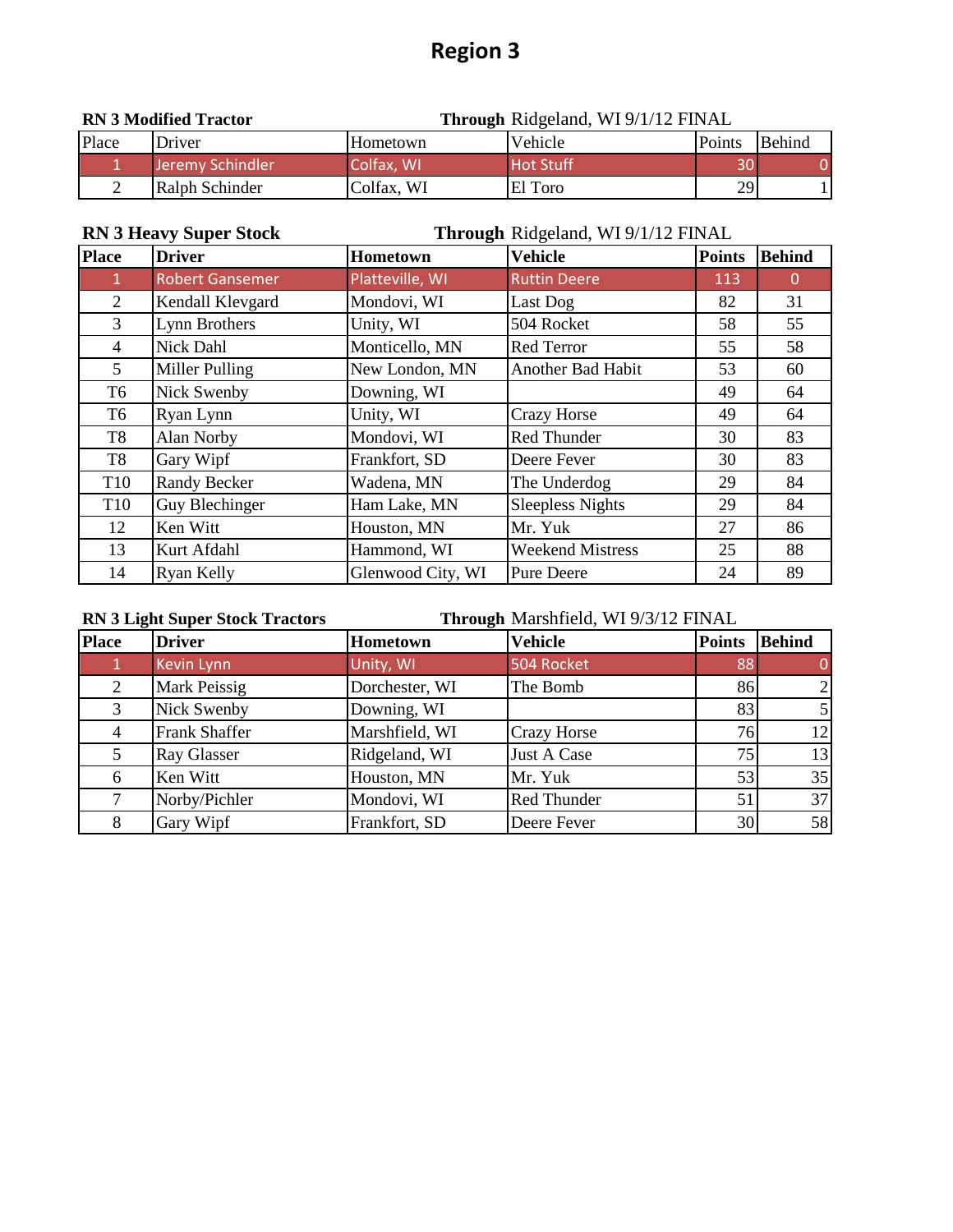# Region 3

**RN 3 Modified Tractor** — **Through** Ridgeland, WI 9/1/12 FINAL

| Place | Driver | Hometown | Vehicle | Points | Behind |
|---|---|---|---|---|---|
| 1 | Jeremy Schindler | Colfax, WI | Hot Stuff | 30 | 0 |
| 2 | Ralph Schinder | Colfax, WI | El Toro | 29 | 1 |

**RN 3 Heavy Super Stock** — **Through** Ridgeland, WI 9/1/12 FINAL

| Place | Driver | Hometown | Vehicle | Points | Behind |
|---|---|---|---|---|---|
| 1 | Robert Gansemer | Platteville, WI | Ruttin Deere | 113 | 0 |
| 2 | Kendall Klevgard | Mondovi, WI | Last Dog | 82 | 31 |
| 3 | Lynn Brothers | Unity, WI | 504 Rocket | 58 | 55 |
| 4 | Nick Dahl | Monticello, MN | Red Terror | 55 | 58 |
| 5 | Miller Pulling | New London, MN | Another Bad Habit | 53 | 60 |
| T6 | Nick Swenby | Downing, WI | | 49 | 64 |
| T6 | Ryan Lynn | Unity, WI | Crazy Horse | 49 | 64 |
| T8 | Alan Norby | Mondovi, WI | Red Thunder | 30 | 83 |
| T8 | Gary Wipf | Frankfort, SD | Deere Fever | 30 | 83 |
| T10 | Randy Becker | Wadena, MN | The Underdog | 29 | 84 |
| T10 | Guy Blechinger | Ham Lake, MN | Sleepless Nights | 29 | 84 |
| 12 | Ken Witt | Houston, MN | Mr. Yuk | 27 | 86 |
| 13 | Kurt Afdahl | Hammond, WI | Weekend Mistress | 25 | 88 |
| 14 | Ryan Kelly | Glenwood City, WI | Pure Deere | 24 | 89 |

**RN 3 Light Super Stock Tractors** — **Through** Marshfield, WI 9/3/12 FINAL

| Place | Driver | Hometown | Vehicle | Points | Behind |
|---|---|---|---|---|---|
| 1 | Kevin Lynn | Unity, WI | 504 Rocket | 88 | 0 |
| 2 | Mark Peissig | Dorchester, WI | The Bomb | 86 | 2 |
| 3 | Nick Swenby | Downing, WI | | 83 | 5 |
| 4 | Frank Shaffer | Marshfield, WI | Crazy Horse | 76 | 12 |
| 5 | Ray Glasser | Ridgeland, WI | Just A Case | 75 | 13 |
| 6 | Ken Witt | Houston, MN | Mr. Yuk | 53 | 35 |
| 7 | Norby/Pichler | Mondovi, WI | Red Thunder | 51 | 37 |
| 8 | Gary Wipf | Frankfort, SD | Deere Fever | 30 | 58 |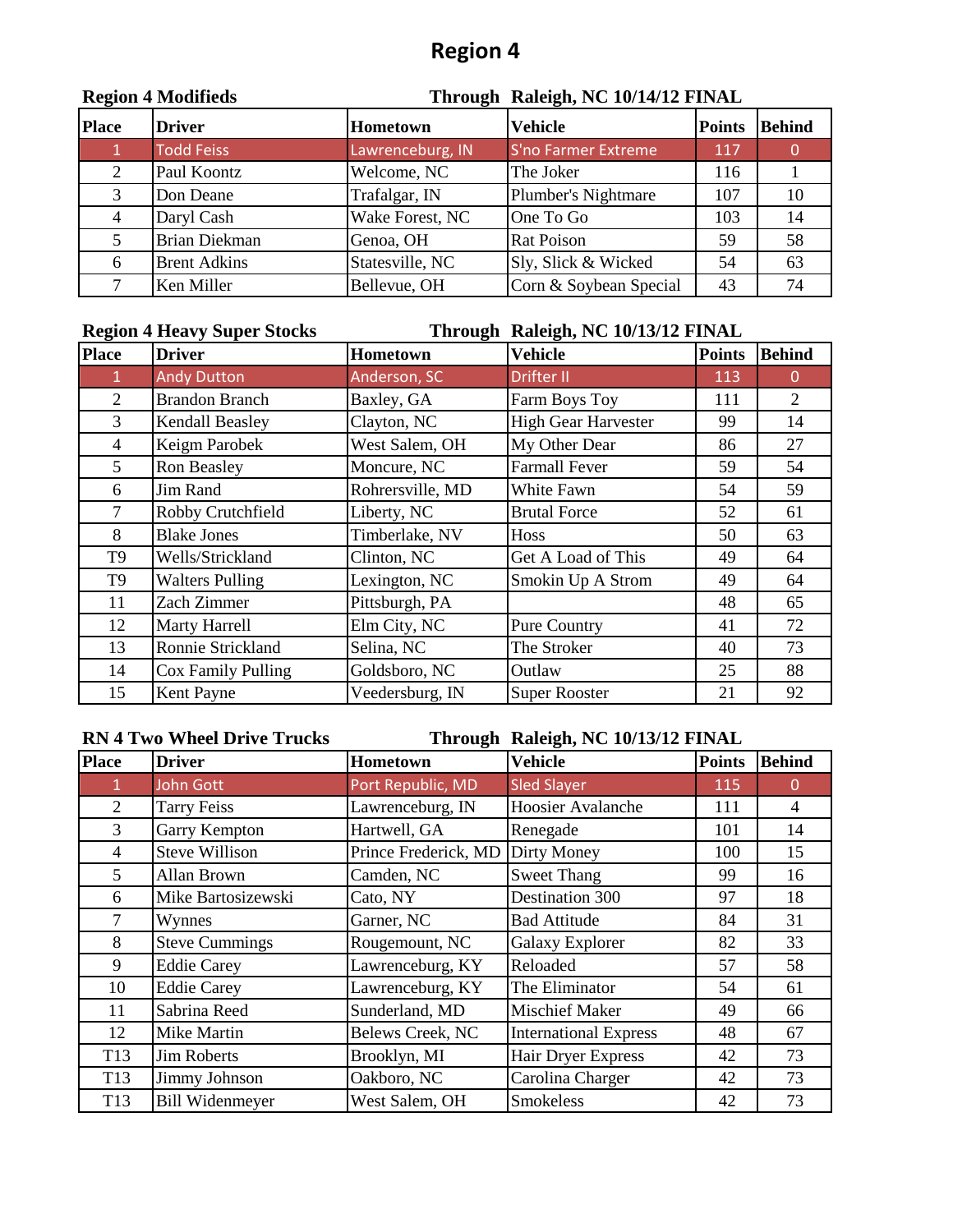# Region 4

**Region 4 Modifieds** — **Through Raleigh, NC 10/14/12 FINAL**

| Place | Driver | Hometown | Vehicle | Points | Behind |
|---|---|---|---|---|---|
| 1 | Todd Feiss | Lawrenceburg, IN | S'no Farmer Extreme | 117 | 0 |
| 2 | Paul Koontz | Welcome, NC | The Joker | 116 | 1 |
| 3 | Don Deane | Trafalgar, IN | Plumber's Nightmare | 107 | 10 |
| 4 | Daryl Cash | Wake Forest, NC | One To Go | 103 | 14 |
| 5 | Brian Diekman | Genoa, OH | Rat Poison | 59 | 58 |
| 6 | Brent Adkins | Statesville, NC | Sly, Slick & Wicked | 54 | 63 |
| 7 | Ken Miller | Bellevue, OH | Corn & Soybean Special | 43 | 74 |

**Region 4 Heavy Super Stocks** — **Through Raleigh, NC 10/13/12 FINAL**

| Place | Driver | Hometown | Vehicle | Points | Behind |
|---|---|---|---|---|---|
| 1 | Andy Dutton | Anderson, SC | Drifter II | 113 | 0 |
| 2 | Brandon Branch | Baxley, GA | Farm Boys Toy | 111 | 2 |
| 3 | Kendall Beasley | Clayton, NC | High Gear Harvester | 99 | 14 |
| 4 | Keigm Parobek | West Salem, OH | My Other Dear | 86 | 27 |
| 5 | Ron Beasley | Moncure, NC | Farmall Fever | 59 | 54 |
| 6 | Jim Rand | Rohrersville, MD | White Fawn | 54 | 59 |
| 7 | Robby Crutchfield | Liberty, NC | Brutal Force | 52 | 61 |
| 8 | Blake Jones | Timberlake, NV | Hoss | 50 | 63 |
| T9 | Wells/Strickland | Clinton, NC | Get A Load of This | 49 | 64 |
| T9 | Walters Pulling | Lexington, NC | Smokin Up A Strom | 49 | 64 |
| 11 | Zach Zimmer | Pittsburgh, PA | | 48 | 65 |
| 12 | Marty Harrell | Elm City, NC | Pure Country | 41 | 72 |
| 13 | Ronnie Strickland | Selina, NC | The Stroker | 40 | 73 |
| 14 | Cox Family Pulling | Goldsboro, NC | Outlaw | 25 | 88 |
| 15 | Kent Payne | Veedersburg, IN | Super Rooster | 21 | 92 |

**RN 4 Two Wheel Drive Trucks** — **Through Raleigh, NC 10/13/12 FINAL**

| Place | Driver | Hometown | Vehicle | Points | Behind |
|---|---|---|---|---|---|
| 1 | John Gott | Port Republic, MD | Sled Slayer | 115 | 0 |
| 2 | Tarry Feiss | Lawrenceburg, IN | Hoosier Avalanche | 111 | 4 |
| 3 | Garry Kempton | Hartwell, GA | Renegade | 101 | 14 |
| 4 | Steve Willison | Prince Frederick, MD | Dirty Money | 100 | 15 |
| 5 | Allan Brown | Camden, NC | Sweet Thang | 99 | 16 |
| 6 | Mike Bartosizewski | Cato, NY | Destination 300 | 97 | 18 |
| 7 | Wynnes | Garner, NC | Bad Attitude | 84 | 31 |
| 8 | Steve Cummings | Rougemount, NC | Galaxy Explorer | 82 | 33 |
| 9 | Eddie Carey | Lawrenceburg, KY | Reloaded | 57 | 58 |
| 10 | Eddie Carey | Lawrenceburg, KY | The Eliminator | 54 | 61 |
| 11 | Sabrina Reed | Sunderland, MD | Mischief Maker | 49 | 66 |
| 12 | Mike Martin | Belews Creek, NC | International Express | 48 | 67 |
| T13 | Jim Roberts | Brooklyn, MI | Hair Dryer Express | 42 | 73 |
| T13 | Jimmy Johnson | Oakboro, NC | Carolina Charger | 42 | 73 |
| T13 | Bill Widenmeyer | West Salem, OH | Smokeless | 42 | 73 |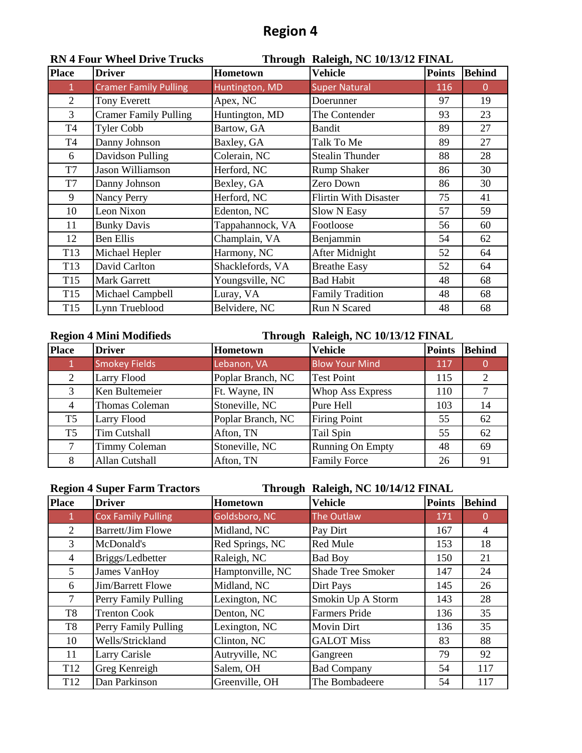# Region 4

**RN 4 Four Wheel Drive Trucks** **Through Raleigh, NC 10/13/12 FINAL**

| Place | Driver | Hometown | Vehicle | Points | Behind |
|---|---|---|---|---|---|
| 1 | Cramer Family Pulling | Huntington, MD | Super Natural | 116 | 0 |
| 2 | Tony Everett | Apex, NC | Doerunner | 97 | 19 |
| 3 | Cramer Family Pulling | Huntington, MD | The Contender | 93 | 23 |
| T4 | Tyler Cobb | Bartow, GA | Bandit | 89 | 27 |
| T4 | Danny Johnson | Baxley, GA | Talk To Me | 89 | 27 |
| 6 | Davidson Pulling | Colerain, NC | Stealin Thunder | 88 | 28 |
| T7 | Jason Williamson | Herford, NC | Rump Shaker | 86 | 30 |
| T7 | Danny Johnson | Bexley, GA | Zero Down | 86 | 30 |
| 9 | Nancy Perry | Herford, NC | Flirtin With Disaster | 75 | 41 |
| 10 | Leon Nixon | Edenton, NC | Slow N Easy | 57 | 59 |
| 11 | Bunky Davis | Tappahannock, VA | Footloose | 56 | 60 |
| 12 | Ben Ellis | Champlain, VA | Benjammin | 54 | 62 |
| T13 | Michael Hepler | Harmony, NC | After Midnight | 52 | 64 |
| T13 | David Carlton | Shacklefords, VA | Breathe Easy | 52 | 64 |
| T15 | Mark Garrett | Youngsville, NC | Bad Habit | 48 | 68 |
| T15 | Michael Campbell | Luray, VA | Family Tradition | 48 | 68 |
| T15 | Lynn Trueblood | Belvidere, NC | Run N Scared | 48 | 68 |

**Region 4 Mini Modifieds** **Through Raleigh, NC 10/13/12 FINAL**

| Place | Driver | Hometown | Vehicle | Points | Behind |
|---|---|---|---|---|---|
| 1 | Smokey Fields | Lebanon, VA | Blow Your Mind | 117 | 0 |
| 2 | Larry Flood | Poplar Branch, NC | Test Point | 115 | 2 |
| 3 | Ken Bultemeier | Ft. Wayne, IN | Whop Ass Express | 110 | 7 |
| 4 | Thomas Coleman | Stoneville, NC | Pure Hell | 103 | 14 |
| T5 | Larry Flood | Poplar Branch, NC | Firing Point | 55 | 62 |
| T5 | Tim Cutshall | Afton, TN | Tail Spin | 55 | 62 |
| 7 | Timmy Coleman | Stoneville, NC | Running On Empty | 48 | 69 |
| 8 | Allan Cutshall | Afton, TN | Family Force | 26 | 91 |

**Region 4 Super Farm Tractors** **Through Raleigh, NC 10/14/12 FINAL**

| Place | Driver | Hometown | Vehicle | Points | Behind |
|---|---|---|---|---|---|
| 1 | Cox Family Pulling | Goldsboro, NC | The Outlaw | 171 | 0 |
| 2 | Barrett/Jim Flowe | Midland, NC | Pay Dirt | 167 | 4 |
| 3 | McDonald's | Red Springs, NC | Red Mule | 153 | 18 |
| 4 | Briggs/Ledbetter | Raleigh, NC | Bad Boy | 150 | 21 |
| 5 | James VanHoy | Hamptonville, NC | Shade Tree Smoker | 147 | 24 |
| 6 | Jim/Barrett Flowe | Midland, NC | Dirt Pays | 145 | 26 |
| 7 | Perry Family Pulling | Lexington, NC | Smokin Up A Storm | 143 | 28 |
| T8 | Trenton Cook | Denton, NC | Farmers Pride | 136 | 35 |
| T8 | Perry Family Pulling | Lexington, NC | Movin Dirt | 136 | 35 |
| 10 | Wells/Strickland | Clinton, NC | GALOT Miss | 83 | 88 |
| 11 | Larry Carisle | Autryville, NC | Gangreen | 79 | 92 |
| T12 | Greg Kenreigh | Salem, OH | Bad Company | 54 | 117 |
| T12 | Dan Parkinson | Greenville, OH | The Bombadeere | 54 | 117 |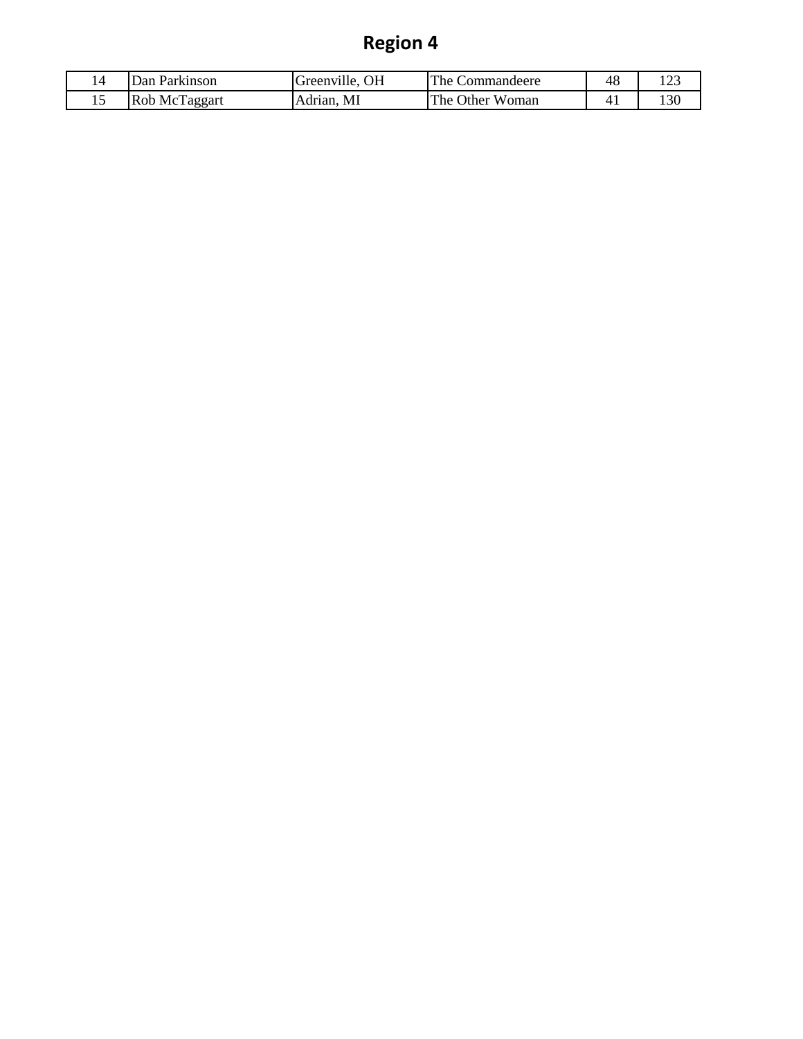# Region 4

| | | | | | |
|---|---|---|---|---|---|
| 14 | Dan Parkinson | Greenville, OH | The Commandeere | 48 | 123 |
| 15 | Rob McTaggart | Adrian, MI | The Other Woman | 41 | 130 |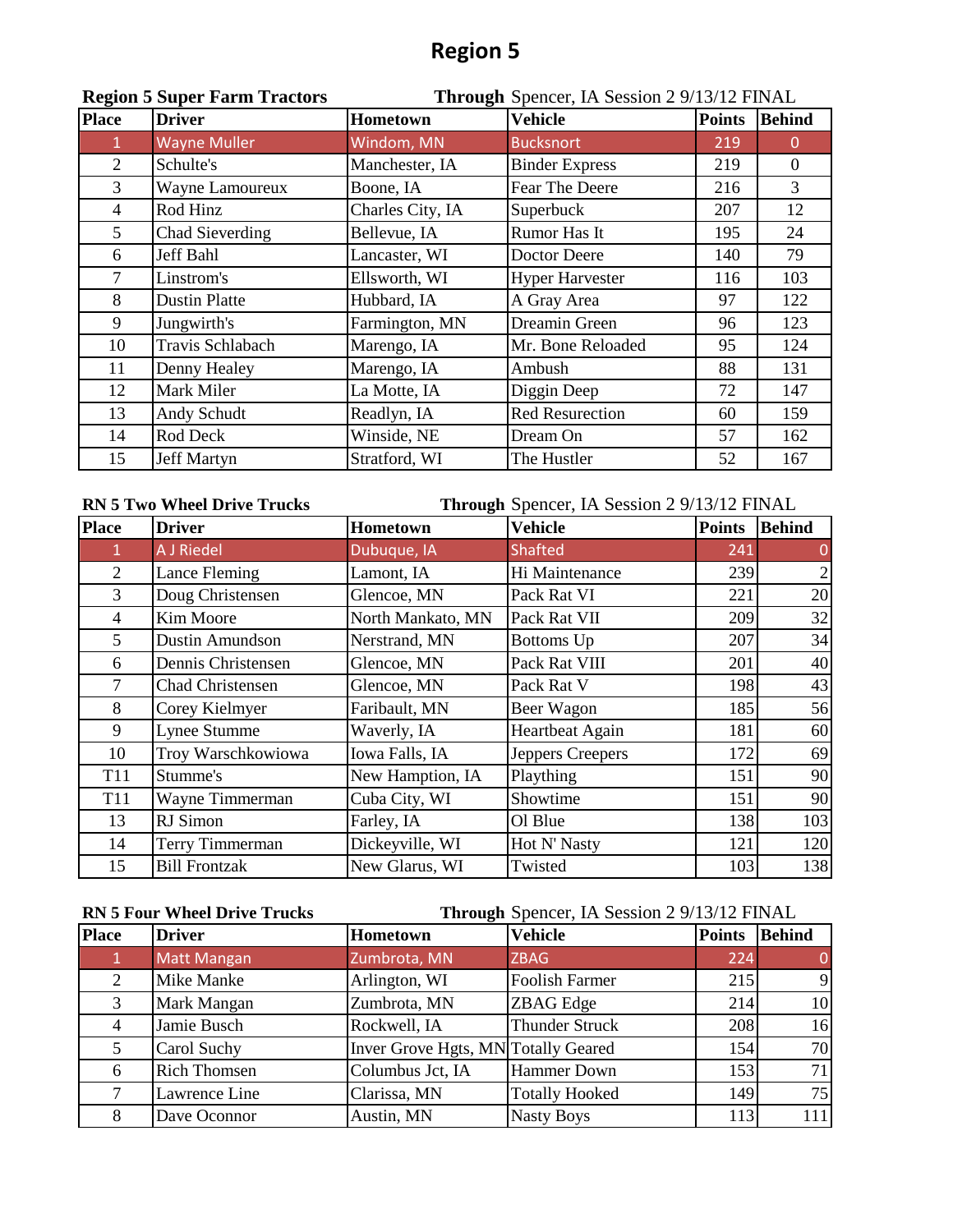# Region 5

**Region 5 Super Farm Tractors** — **Through** Spencer, IA Session 2 9/13/12 FINAL

| Place | Driver | Hometown | Vehicle | Points | Behind |
|---|---|---|---|---|---|
| 1 | Wayne Muller | Windom, MN | Bucksnort | 219 | 0 |
| 2 | Schulte's | Manchester, IA | Binder Express | 219 | 0 |
| 3 | Wayne Lamoureux | Boone, IA | Fear The Deere | 216 | 3 |
| 4 | Rod Hinz | Charles City, IA | Superbuck | 207 | 12 |
| 5 | Chad Sieverding | Bellevue, IA | Rumor Has It | 195 | 24 |
| 6 | Jeff Bahl | Lancaster, WI | Doctor Deere | 140 | 79 |
| 7 | Linstrom's | Ellsworth, WI | Hyper Harvester | 116 | 103 |
| 8 | Dustin Platte | Hubbard, IA | A Gray Area | 97 | 122 |
| 9 | Jungwirth's | Farmington, MN | Dreamin Green | 96 | 123 |
| 10 | Travis Schlabach | Marengo, IA | Mr. Bone Reloaded | 95 | 124 |
| 11 | Denny Healey | Marengo, IA | Ambush | 88 | 131 |
| 12 | Mark Miler | La Motte, IA | Diggin Deep | 72 | 147 |
| 13 | Andy Schudt | Readlyn, IA | Red Resurection | 60 | 159 |
| 14 | Rod Deck | Winside, NE | Dream On | 57 | 162 |
| 15 | Jeff Martyn | Stratford, WI | The Hustler | 52 | 167 |

**RN 5 Two Wheel Drive Trucks** — **Through** Spencer, IA Session 2 9/13/12 FINAL

| Place | Driver | Hometown | Vehicle | Points | Behind |
|---|---|---|---|---|---|
| 1 | A J Riedel | Dubuque, IA | Shafted | 241 | 0 |
| 2 | Lance Fleming | Lamont, IA | Hi Maintenance | 239 | 2 |
| 3 | Doug Christensen | Glencoe, MN | Pack Rat VI | 221 | 20 |
| 4 | Kim Moore | North Mankato, MN | Pack Rat VII | 209 | 32 |
| 5 | Dustin Amundson | Nerstrand, MN | Bottoms Up | 207 | 34 |
| 6 | Dennis Christensen | Glencoe, MN | Pack Rat VIII | 201 | 40 |
| 7 | Chad Christensen | Glencoe, MN | Pack Rat V | 198 | 43 |
| 8 | Corey Kielmyer | Faribault, MN | Beer Wagon | 185 | 56 |
| 9 | Lynee Stumme | Waverly, IA | Heartbeat Again | 181 | 60 |
| 10 | Troy Warschkowiowa | Iowa Falls, IA | Jeppers Creepers | 172 | 69 |
| T11 | Stumme's | New Hamption, IA | Plaything | 151 | 90 |
| T11 | Wayne Timmerman | Cuba City, WI | Showtime | 151 | 90 |
| 13 | RJ Simon | Farley, IA | Ol Blue | 138 | 103 |
| 14 | Terry Timmerman | Dickeyville, WI | Hot N' Nasty | 121 | 120 |
| 15 | Bill Frontzak | New Glarus, WI | Twisted | 103 | 138 |

**RN 5 Four Wheel Drive Trucks** — **Through** Spencer, IA Session 2 9/13/12 FINAL

| Place | Driver | Hometown | Vehicle | Points | Behind |
|---|---|---|---|---|---|
| 1 | Matt Mangan | Zumbrota, MN | ZBAG | 224 | 0 |
| 2 | Mike Manke | Arlington, WI | Foolish Farmer | 215 | 9 |
| 3 | Mark Mangan | Zumbrota, MN | ZBAG Edge | 214 | 10 |
| 4 | Jamie Busch | Rockwell, IA | Thunder Struck | 208 | 16 |
| 5 | Carol Suchy | Inver Grove Hgts, MN | Totally Geared | 154 | 70 |
| 6 | Rich Thomsen | Columbus Jct, IA | Hammer Down | 153 | 71 |
| 7 | Lawrence Line | Clarissa, MN | Totally Hooked | 149 | 75 |
| 8 | Dave Oconnor | Austin, MN | Nasty Boys | 113 | 111 |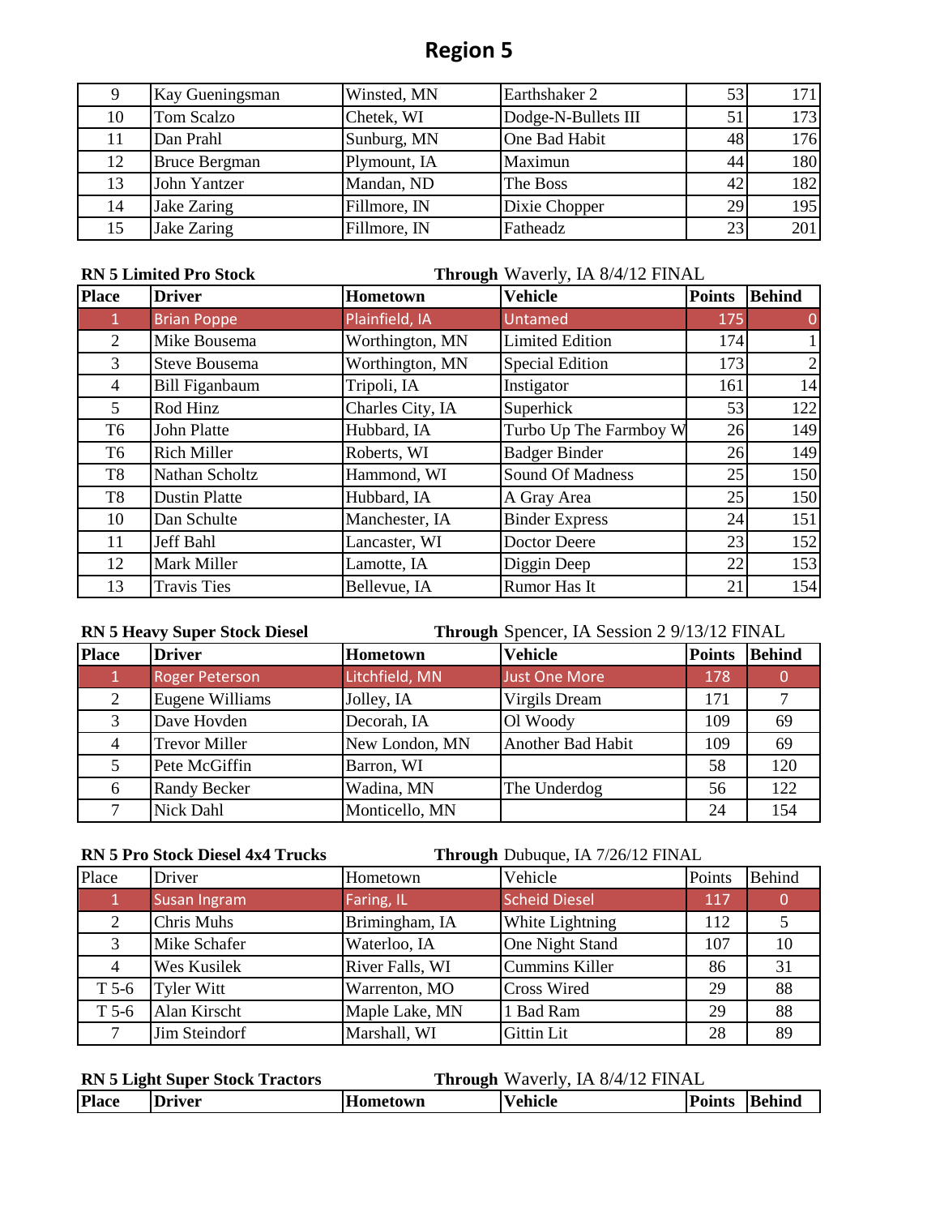# Region 5

| 9 | Kay Gueningsman | Winsted, MN | Earthshaker 2 | 53 | 171 |
|---|---|---|---|---|---|
| 10 | Tom Scalzo | Chetek, WI | Dodge-N-Bullets III | 51 | 173 |
| 11 | Dan Prahl | Sunburg, MN | One Bad Habit | 48 | 176 |
| 12 | Bruce Bergman | Plymount, IA | Maximun | 44 | 180 |
| 13 | John Yantzer | Mandan, ND | The Boss | 42 | 182 |
| 14 | Jake Zaring | Fillmore, IN | Dixie Chopper | 29 | 195 |
| 15 | Jake Zaring | Fillmore, IN | Fatheadz | 23 | 201 |

**RN 5 Limited Pro Stock** **Through** Waverly, IA 8/4/12 FINAL

| Place | Driver | Hometown | Vehicle | Points | Behind |
|---|---|---|---|---|---|
| 1 | Brian Poppe | Plainfield, IA | Untamed | 175 | 0 |
| 2 | Mike Bousema | Worthington, MN | Limited Edition | 174 | 1 |
| 3 | Steve Bousema | Worthington, MN | Special Edition | 173 | 2 |
| 4 | Bill Figanbaum | Tripoli, IA | Instigator | 161 | 14 |
| 5 | Rod Hinz | Charles City, IA | Superhick | 53 | 122 |
| T6 | John Platte | Hubbard, IA | Turbo Up The Farmboy W | 26 | 149 |
| T6 | Rich Miller | Roberts, WI | Badger Binder | 26 | 149 |
| T8 | Nathan Scholtz | Hammond, WI | Sound Of Madness | 25 | 150 |
| T8 | Dustin Platte | Hubbard, IA | A Gray Area | 25 | 150 |
| 10 | Dan Schulte | Manchester, IA | Binder Express | 24 | 151 |
| 11 | Jeff Bahl | Lancaster, WI | Doctor Deere | 23 | 152 |
| 12 | Mark Miller | Lamotte, IA | Diggin Deep | 22 | 153 |
| 13 | Travis Ties | Bellevue, IA | Rumor Has It | 21 | 154 |

**RN 5 Heavy Super Stock Diesel** **Through** Spencer, IA Session 2 9/13/12 FINAL

| Place | Driver | Hometown | Vehicle | Points | Behind |
|---|---|---|---|---|---|
| 1 | Roger Peterson | Litchfield, MN | Just One More | 178 | 0 |
| 2 | Eugene Williams | Jolley, IA | Virgils Dream | 171 | 7 |
| 3 | Dave Hovden | Decorah, IA | Ol Woody | 109 | 69 |
| 4 | Trevor Miller | New London, MN | Another Bad Habit | 109 | 69 |
| 5 | Pete McGiffin | Barron, WI | | 58 | 120 |
| 6 | Randy Becker | Wadina, MN | The Underdog | 56 | 122 |
| 7 | Nick Dahl | Monticello, MN | | 24 | 154 |

**RN 5 Pro Stock Diesel 4x4 Trucks** **Through** Dubuque, IA 7/26/12 FINAL

| Place | Driver | Hometown | Vehicle | Points | Behind |
|---|---|---|---|---|---|
| 1 | Susan Ingram | Faring, IL | Scheid Diesel | 117 | 0 |
| 2 | Chris Muhs | Brimingham, IA | White Lightning | 112 | 5 |
| 3 | Mike Schafer | Waterloo, IA | One Night Stand | 107 | 10 |
| 4 | Wes Kusilek | River Falls, WI | Cummins Killer | 86 | 31 |
| T 5-6 | Tyler Witt | Warrenton, MO | Cross Wired | 29 | 88 |
| T 5-6 | Alan Kirscht | Maple Lake, MN | 1 Bad Ram | 29 | 88 |
| 7 | Jim Steindorf | Marshall, WI | Gittin Lit | 28 | 89 |

**RN 5 Light Super Stock Tractors** **Through** Waverly, IA 8/4/12 FINAL

| Place | Driver | Hometown | Vehicle | Points | Behind |
|---|---|---|---|---|---|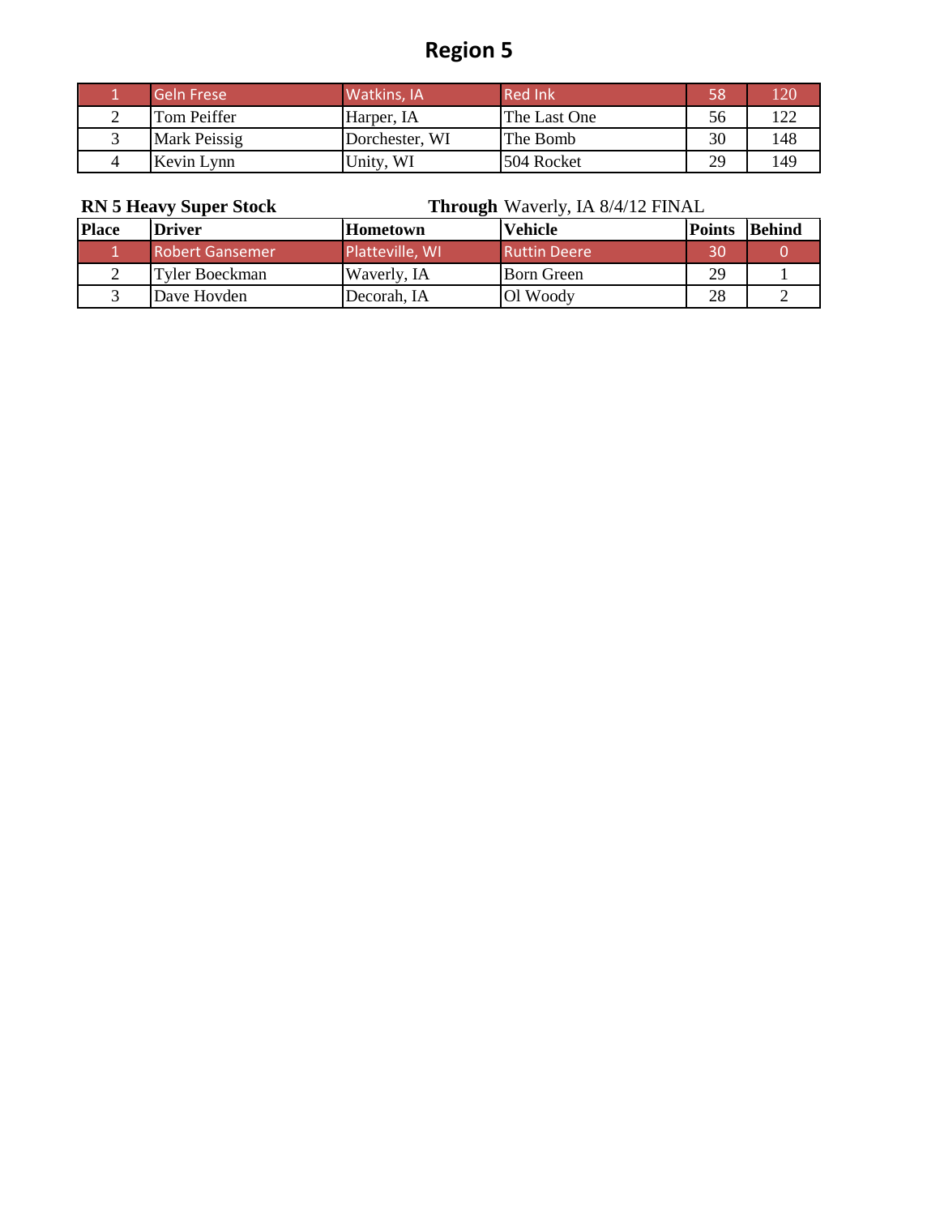# Region 5

| | | | | | |
|---|---|---|---|---|---|
| 1 | Geln Frese | Watkins, IA | Red Ink | 58 | 120 |
| 2 | Tom Peiffer | Harper, IA | The Last One | 56 | 122 |
| 3 | Mark Peissig | Dorchester, WI | The Bomb | 30 | 148 |
| 4 | Kevin Lynn | Unity, WI | 504 Rocket | 29 | 149 |

**RN 5 Heavy Super Stock** **Through** Waverly, IA 8/4/12 FINAL

| Place | Driver | Hometown | Vehicle | Points | Behind |
|---|---|---|---|---|---|
| 1 | Robert Gansemer | Platteville, WI | Ruttin Deere | 30 | 0 |
| 2 | Tyler Boeckman | Waverly, IA | Born Green | 29 | 1 |
| 3 | Dave Hovden | Decorah, IA | Ol Woody | 28 | 2 |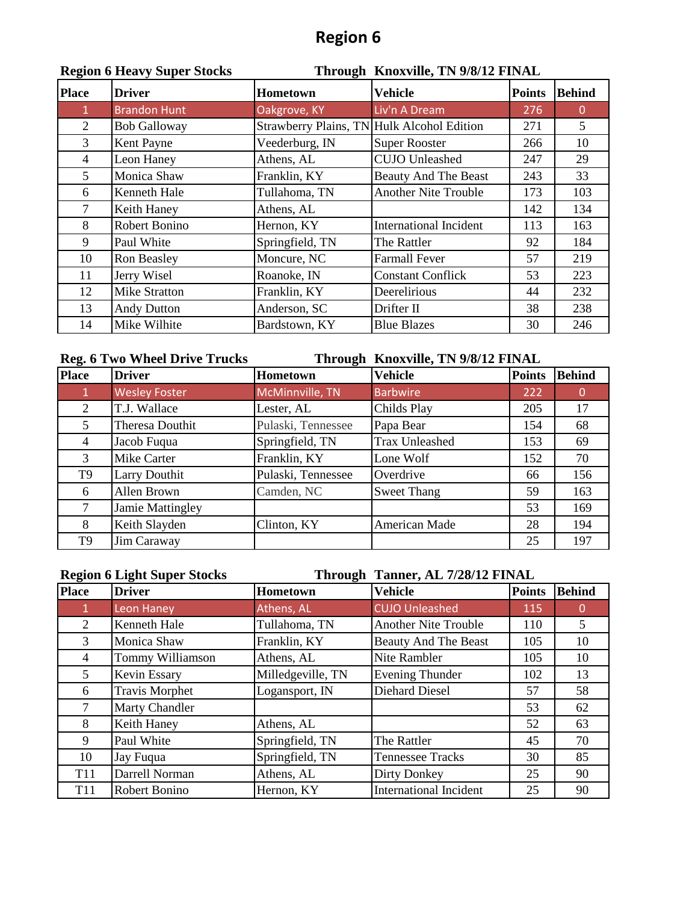# Region 6

**Region 6 Heavy Super Stocks** — **Through Knoxville, TN 9/8/12 FINAL**

| Place | Driver | Hometown | Vehicle | Points | Behind |
|---|---|---|---|---|---|
| 1 | Brandon Hunt | Oakgrove, KY | Liv'n A Dream | 276 | 0 |
| 2 | Bob Galloway | Strawberry Plains, TN | Hulk Alcohol Edition | 271 | 5 |
| 3 | Kent Payne | Veederburg, IN | Super Rooster | 266 | 10 |
| 4 | Leon Haney | Athens, AL | CUJO Unleashed | 247 | 29 |
| 5 | Monica Shaw | Franklin, KY | Beauty And The Beast | 243 | 33 |
| 6 | Kenneth Hale | Tullahoma, TN | Another Nite Trouble | 173 | 103 |
| 7 | Keith Haney | Athens, AL | | 142 | 134 |
| 8 | Robert Bonino | Hernon, KY | International Incident | 113 | 163 |
| 9 | Paul White | Springfield, TN | The Rattler | 92 | 184 |
| 10 | Ron Beasley | Moncure, NC | Farmall Fever | 57 | 219 |
| 11 | Jerry Wisel | Roanoke, IN | Constant Conflick | 53 | 223 |
| 12 | Mike Stratton | Franklin, KY | Deerelirious | 44 | 232 |
| 13 | Andy Dutton | Anderson, SC | Drifter II | 38 | 238 |
| 14 | Mike Wilhite | Bardstown, KY | Blue Blazes | 30 | 246 |

**Reg. 6 Two Wheel Drive Trucks** — **Through Knoxville, TN 9/8/12 FINAL**

| Place | Driver | Hometown | Vehicle | Points | Behind |
|---|---|---|---|---|---|
| 1 | Wesley Foster | McMinnville, TN | Barbwire | 222 | 0 |
| 2 | T.J. Wallace | Lester, AL | Childs Play | 205 | 17 |
| 5 | Theresa Douthit | Pulaski, Tennessee | Papa Bear | 154 | 68 |
| 4 | Jacob Fuqua | Springfield, TN | Trax Unleashed | 153 | 69 |
| 3 | Mike Carter | Franklin, KY | Lone Wolf | 152 | 70 |
| T9 | Larry Douthit | Pulaski, Tennessee | Overdrive | 66 | 156 |
| 6 | Allen Brown | Camden, NC | Sweet Thang | 59 | 163 |
| 7 | Jamie Mattingley | | | 53 | 169 |
| 8 | Keith Slayden | Clinton, KY | American Made | 28 | 194 |
| T9 | Jim Caraway | | | 25 | 197 |

**Region 6 Light Super Stocks** — **Through Tanner, AL 7/28/12 FINAL**

| Place | Driver | Hometown | Vehicle | Points | Behind |
|---|---|---|---|---|---|
| 1 | Leon Haney | Athens, AL | CUJO Unleashed | 115 | 0 |
| 2 | Kenneth Hale | Tullahoma, TN | Another Nite Trouble | 110 | 5 |
| 3 | Monica Shaw | Franklin, KY | Beauty And The Beast | 105 | 10 |
| 4 | Tommy Williamson | Athens, AL | Nite Rambler | 105 | 10 |
| 5 | Kevin Essary | Milledgeville, TN | Evening Thunder | 102 | 13 |
| 6 | Travis Morphet | Logansport, IN | Diehard Diesel | 57 | 58 |
| 7 | Marty Chandler | | | 53 | 62 |
| 8 | Keith Haney | Athens, AL | | 52 | 63 |
| 9 | Paul White | Springfield, TN | The Rattler | 45 | 70 |
| 10 | Jay Fuqua | Springfield, TN | Tennessee Tracks | 30 | 85 |
| T11 | Darrell Norman | Athens, AL | Dirty Donkey | 25 | 90 |
| T11 | Robert Bonino | Hernon, KY | International Incident | 25 | 90 |